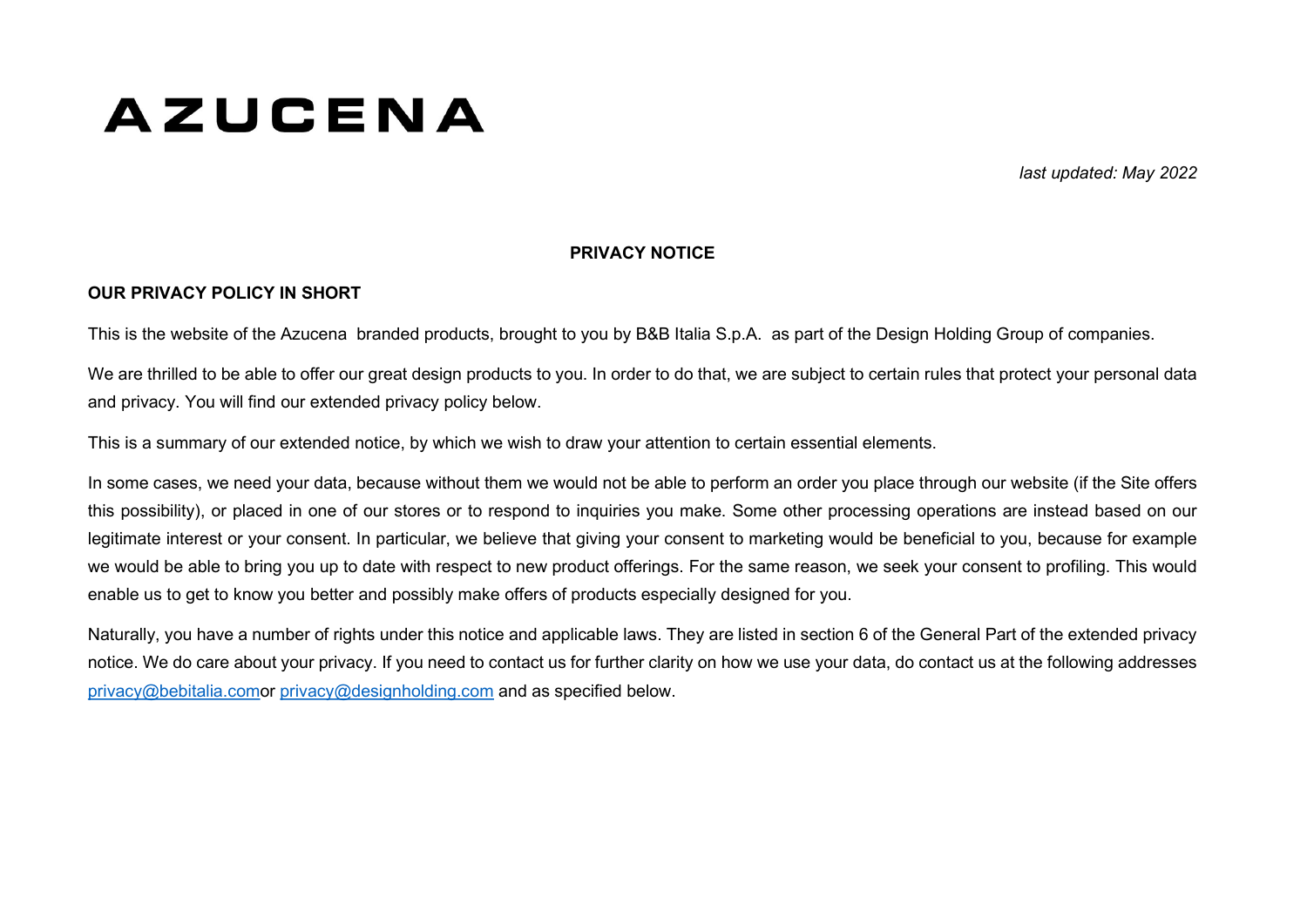# AZUCENA

*last updated: May 2022*

## PRIVACY NOTICE

### OUR PRIVACY POLICY IN SHORT

This is the website of the Azucena branded products, brought to you by B&B Italia S.p.A. as part of the Design Holding Group of companies.

We are thrilled to be able to offer our great design products to you. In order to do that, we are subject to certain rules that protect your personal data and privacy. You will find our extended privacy policy below.

This is a summary of our extended notice, by which we wish to draw your attention to certain essential elements.

In some cases, we need your data, because without them we would not be able to perform an order you place through our website (if the Site offers this possibility), or placed in one of our stores or to respond to inquiries you make. Some other processing operations are instead based on our legitimate interest or your consent. In particular, we believe that giving your consent to marketing would be beneficial to you, because for example we would be able to bring you up to date with respect to new product offerings. For the same reason, we seek your consent to profiling. This would enable us to get to know you better and possibly make offers of products especially designed for you.

Naturally, you have a number of rights under this notice and applicable laws. They are listed in section 6 of the General Part of the extended privacy notice. We do care about your privacy. If you need to contact us for further clarity on how we use your data, do contact us at the following addresses privacy@bebitalia.comor privacy@designholding.com and as specified below.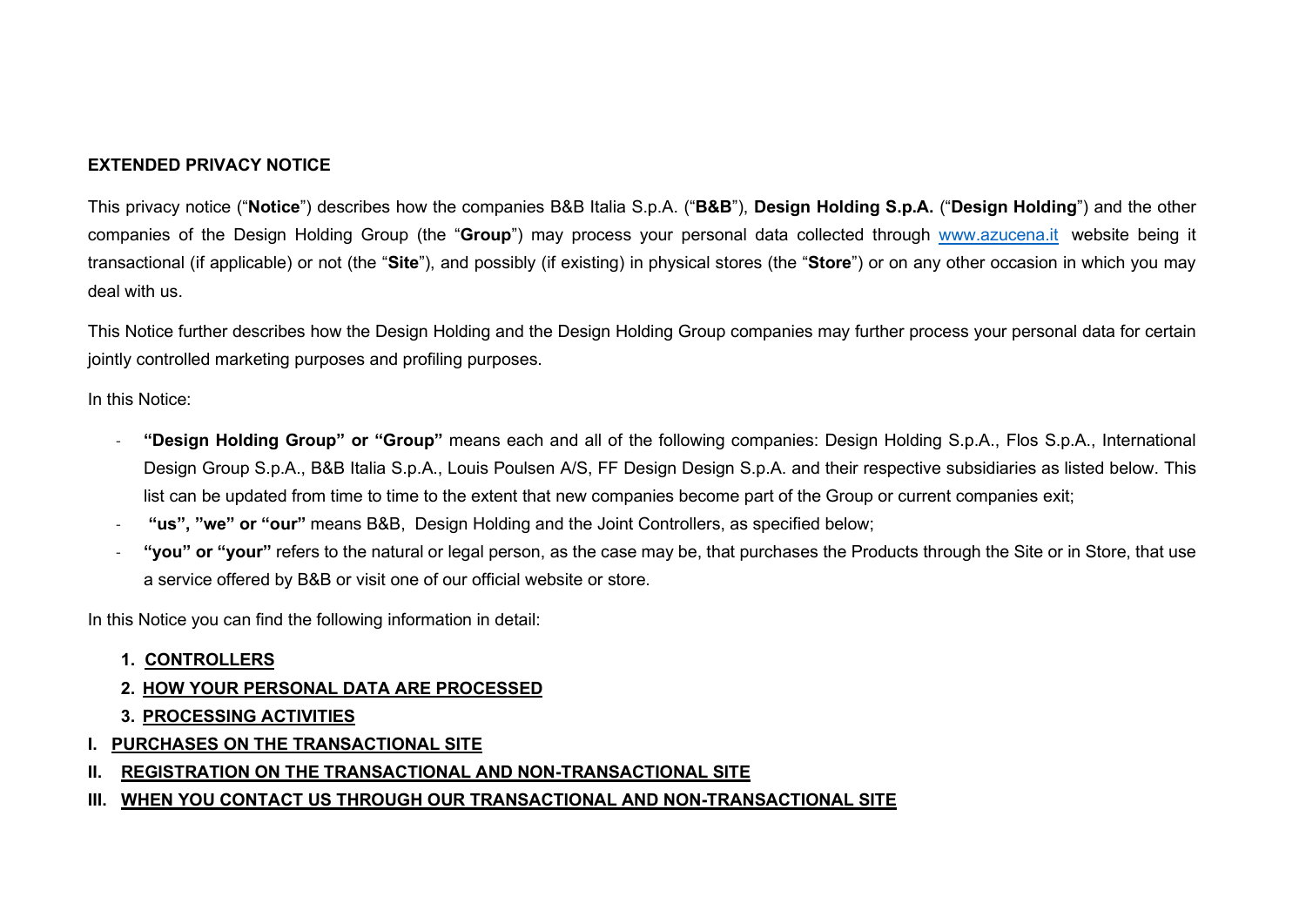# EXTENDED PRIVACY NOTICE

This privacy notice ("**Notice**") describes how the companies B&B Italia S.p.A. ("**B&B**"), **Design Holding S.p.A.** ("**Design Holding**") and the other companies of the Design Holding Group (the "**Group**") may process your personal data collected through [www.azucena.it](www.azucena.it) website being it transactional (if applicable) or not (the "**Site**"), and possibly (if existing) in physical stores (the "**Store**") or on any other occasion in which you may deal with us.

This Notice further describes how the Design Holding and the Design Holding Group companies may further process your personal data for certain jointly controlled marketing purposes and profiling purposes.

In this Notice:

- **"Design Holding Group" or "Group"** means each and all of the following companies: Design Holding S.p.A., Flos S.p.A., International Design Group S.p.A., B&B Italia S.p.A., Louis Poulsen A/S, FF Design Design S.p.A. and their respective subsidiaries as listed below. This list can be updated from time to time to the extent that new companies become part of the Group or current companies exit;
- **"us", "we" or "our"** means B&B, Design Holding and the Joint Controllers, as specified below;
- **"you" or "your"** refers to the natural or legal person, as the case may be, that purchases the Products through the Site or in Store, that use a service offered by B&B or visit one of our official website or store.

In this Notice you can find the following information in detail:

1. **CONTROLLERS**
2. **HOW YOUR PERSONAL DATA ARE PROCESSED**
3. **PROCESSING ACTIVITIES**

**I. PURCHASES ON THE TRANSACTIONAL SITE**

**II. REGISTRATION ON THE TRANSACTIONAL AND NON-TRANSACTIONAL SITE**

**III. WHEN YOU CONTACT US THROUGH OUR TRANSACTIONAL AND NON-TRANSACTIONAL SITE**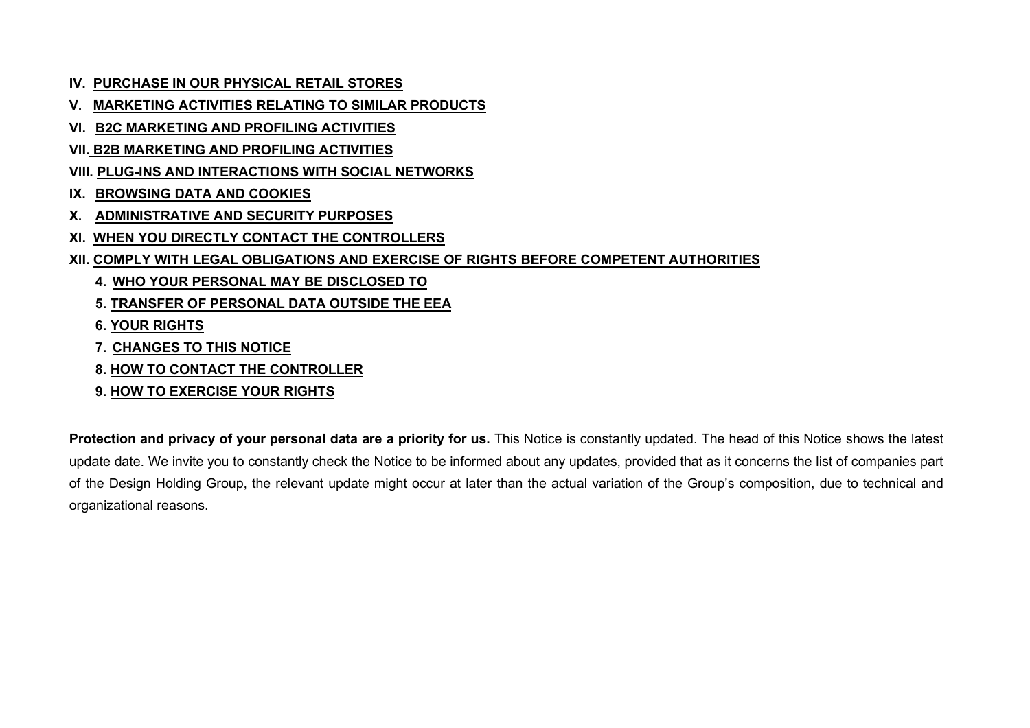- **IV. PURCHASE IN OUR PHYSICAL RETAIL STORES**
- **V. MARKETING ACTIVITIES RELATING TO SIMILAR PRODUCTS**
- **VI. B2C MARKETING AND PROFILING ACTIVITIES**
- **VII. B2B MARKETING AND PROFILING ACTIVITIES**
- **VIII. PLUG-INS AND INTERACTIONS WITH SOCIAL NETWORKS**
- **IX. BROWSING DATA AND COOKIES**
- **X. ADMINISTRATIVE AND SECURITY PURPOSES**
- **XI. WHEN YOU DIRECTLY CONTACT THE CONTROLLERS**
- **XII. COMPLY WITH LEGAL OBLIGATIONS AND EXERCISE OF RIGHTS BEFORE COMPETENT AUTHORITIES**

4. **WHO YOUR PERSONAL MAY BE DISCLOSED TO**
5. **TRANSFER OF PERSONAL DATA OUTSIDE THE EEA**
6. **YOUR RIGHTS**
7. **CHANGES TO THIS NOTICE**
8. **HOW TO CONTACT THE CONTROLLER**
9. **HOW TO EXERCISE YOUR RIGHTS**

**Protection and privacy of your personal data are a priority for us.** This Notice is constantly updated. The head of this Notice shows the latest update date. We invite you to constantly check the Notice to be informed about any updates, provided that as it concerns the list of companies part of the Design Holding Group, the relevant update might occur at later than the actual variation of the Group's composition, due to technical and organizational reasons.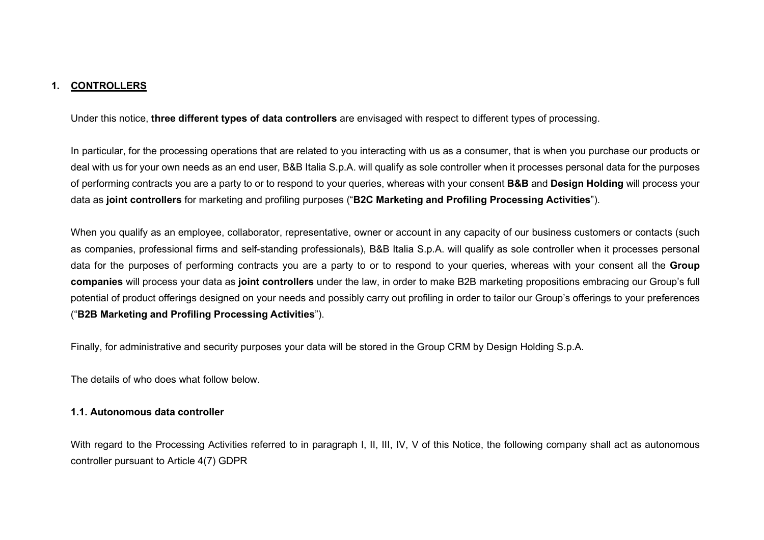## 1. CONTROLLERS

Under this notice, **three different types of data controllers** are envisaged with respect to different types of processing.

In particular, for the processing operations that are related to you interacting with us as a consumer, that is when you purchase our products or deal with us for your own needs as an end user, B&B Italia S.p.A. will qualify as sole controller when it processes personal data for the purposes of performing contracts you are a party to or to respond to your queries, whereas with your consent **B&B** and **Design Holding** will process your data as **joint controllers** for marketing and profiling purposes ("**B2C Marketing and Profiling Processing Activities**").

When you qualify as an employee, collaborator, representative, owner or account in any capacity of our business customers or contacts (such as companies, professional firms and self-standing professionals), B&B Italia S.p.A. will qualify as sole controller when it processes personal data for the purposes of performing contracts you are a party to or to respond to your queries, whereas with your consent all the **Group companies** will process your data as **joint controllers** under the law, in order to make B2B marketing propositions embracing our Group's full potential of product offerings designed on your needs and possibly carry out profiling in order to tailor our Group's offerings to your preferences ("**B2B Marketing and Profiling Processing Activities**").

Finally, for administrative and security purposes your data will be stored in the Group CRM by Design Holding S.p.A.

The details of who does what follow below.

### 1.1. Autonomous data controller

With regard to the Processing Activities referred to in paragraph I, II, III, IV, V of this Notice, the following company shall act as autonomous controller pursuant to Article 4(7) GDPR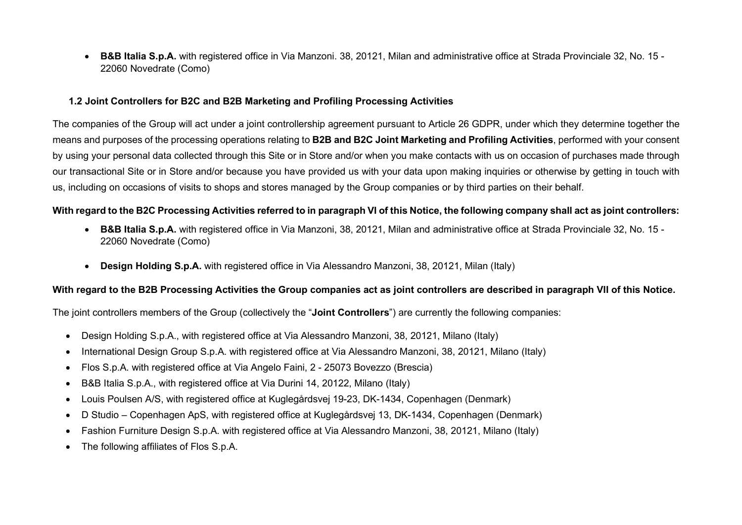- **B&B Italia S.p.A.** with registered office in Via Manzoni. 38, 20121, Milan and administrative office at Strada Provinciale 32, No. 15 - 22060 Novedrate (Como)

### 1.2 Joint Controllers for B2C and B2B Marketing and Profiling Processing Activities

The companies of the Group will act under a joint controllership agreement pursuant to Article 26 GDPR, under which they determine together the means and purposes of the processing operations relating to **B2B and B2C Joint Marketing and Profiling Activities**, performed with your consent by using your personal data collected through this Site or in Store and/or when you make contacts with us on occasion of purchases made through our transactional Site or in Store and/or because you have provided us with your data upon making inquiries or otherwise by getting in touch with us, including on occasions of visits to shops and stores managed by the Group companies or by third parties on their behalf.

**With regard to the B2C Processing Activities referred to in paragraph VI of this Notice, the following company shall act as joint controllers:**

- **B&B Italia S.p.A.** with registered office in Via Manzoni, 38, 20121, Milan and administrative office at Strada Provinciale 32, No. 15 - 22060 Novedrate (Como)
- **Design Holding S.p.A.** with registered office in Via Alessandro Manzoni, 38, 20121, Milan (Italy)

**With regard to the B2B Processing Activities the Group companies act as joint controllers are described in paragraph VII of this Notice.**

The joint controllers members of the Group (collectively the "**Joint Controllers**") are currently the following companies:

- Design Holding S.p.A., with registered office at Via Alessandro Manzoni, 38, 20121, Milano (Italy)
- International Design Group S.p.A. with registered office at Via Alessandro Manzoni, 38, 20121, Milano (Italy)
- Flos S.p.A. with registered office at Via Angelo Faini, 2 - 25073 Bovezzo (Brescia)
- B&B Italia S.p.A., with registered office at Via Durini 14, 20122, Milano (Italy)
- Louis Poulsen A/S, with registered office at Kuglegårdsvej 19-23, DK-1434, Copenhagen (Denmark)
- D Studio – Copenhagen ApS, with registered office at Kuglegårdsvej 13, DK-1434, Copenhagen (Denmark)
- Fashion Furniture Design S.p.A. with registered office at Via Alessandro Manzoni, 38, 20121, Milano (Italy)
- The following affiliates of Flos S.p.A.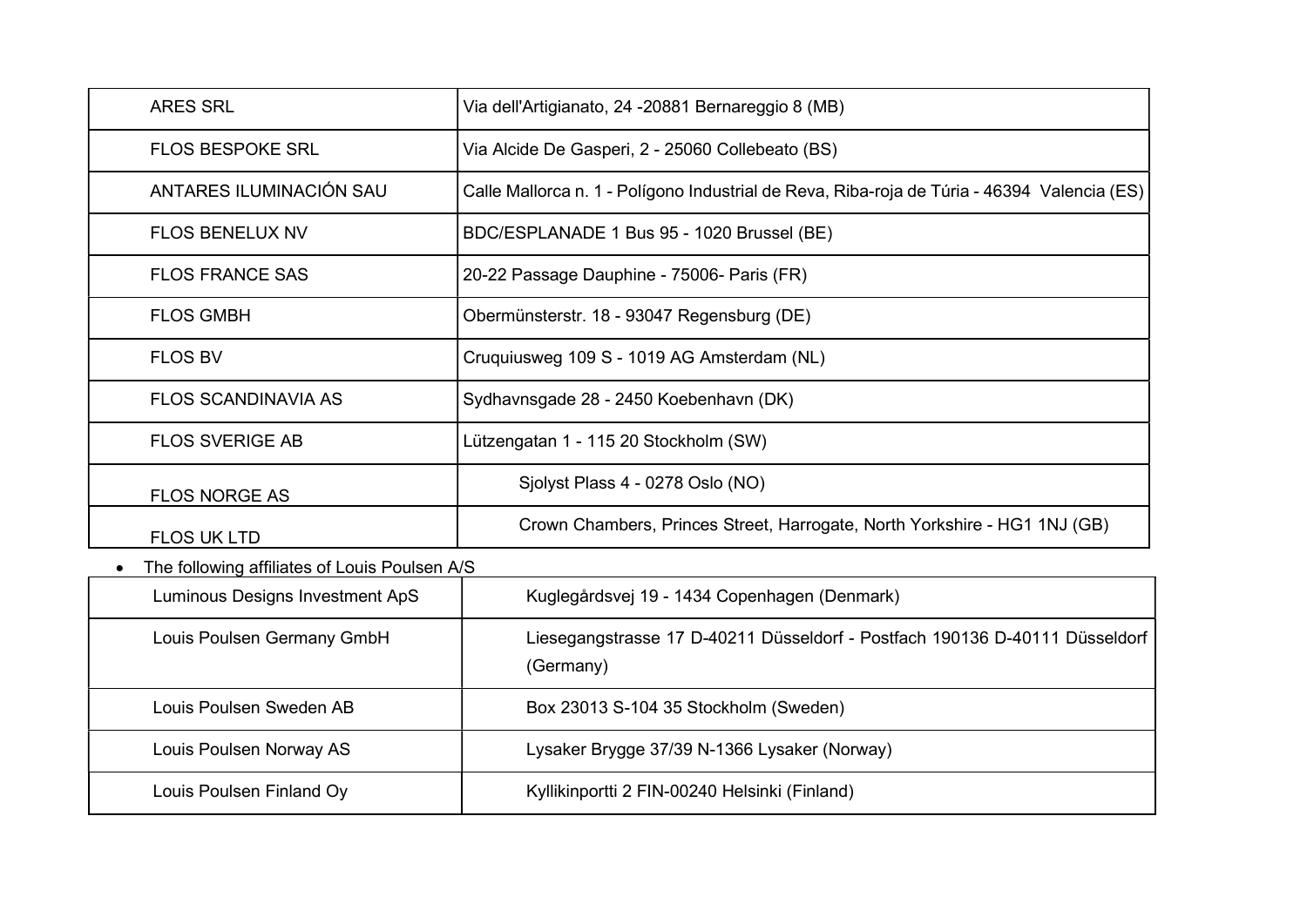| ARES SRL | Via dell'Artigianato, 24 -20881 Bernareggio 8 (MB) |
|---|---|
| FLOS BESPOKE SRL | Via Alcide De Gasperi, 2 - 25060 Collebeato (BS) |
| ANTARES ILUMINACIÓN SAU | Calle Mallorca n. 1 - Polígono Industrial de Reva, Riba-roja de Túria - 46394 Valencia (ES) |
| FLOS BENELUX NV | BDC/ESPLANADE 1 Bus 95 - 1020 Brussel (BE) |
| FLOS FRANCE SAS | 20-22 Passage Dauphine - 75006- Paris (FR) |
| FLOS GMBH | Obermünsterstr. 18 - 93047 Regensburg (DE) |
| FLOS BV | Cruquiusweg 109 S - 1019 AG Amsterdam (NL) |
| FLOS SCANDINAVIA AS | Sydhavnsgade 28 - 2450 Koebenhavn (DK) |
| FLOS SVERIGE AB | Lützengatan 1 - 115 20 Stockholm (SW) |
| FLOS NORGE AS | Sjolyst Plass 4 - 0278 Oslo (NO) |
| FLOS UK LTD | Crown Chambers, Princes Street, Harrogate, North Yorkshire - HG1 1NJ (GB) |

- The following affiliates of Louis Poulsen A/S

| Luminous Designs Investment ApS | Kuglegårdsvej 19 - 1434 Copenhagen (Denmark) |
|---|---|
| Louis Poulsen Germany GmbH | Liesegangstrasse 17 D-40211 Düsseldorf - Postfach 190136 D-40111 Düsseldorf (Germany) |
| Louis Poulsen Sweden AB | Box 23013 S-104 35 Stockholm (Sweden) |
| Louis Poulsen Norway AS | Lysaker Brygge 37/39 N-1366 Lysaker (Norway) |
| Louis Poulsen Finland Oy | Kyllikinportti 2 FIN-00240 Helsinki (Finland) |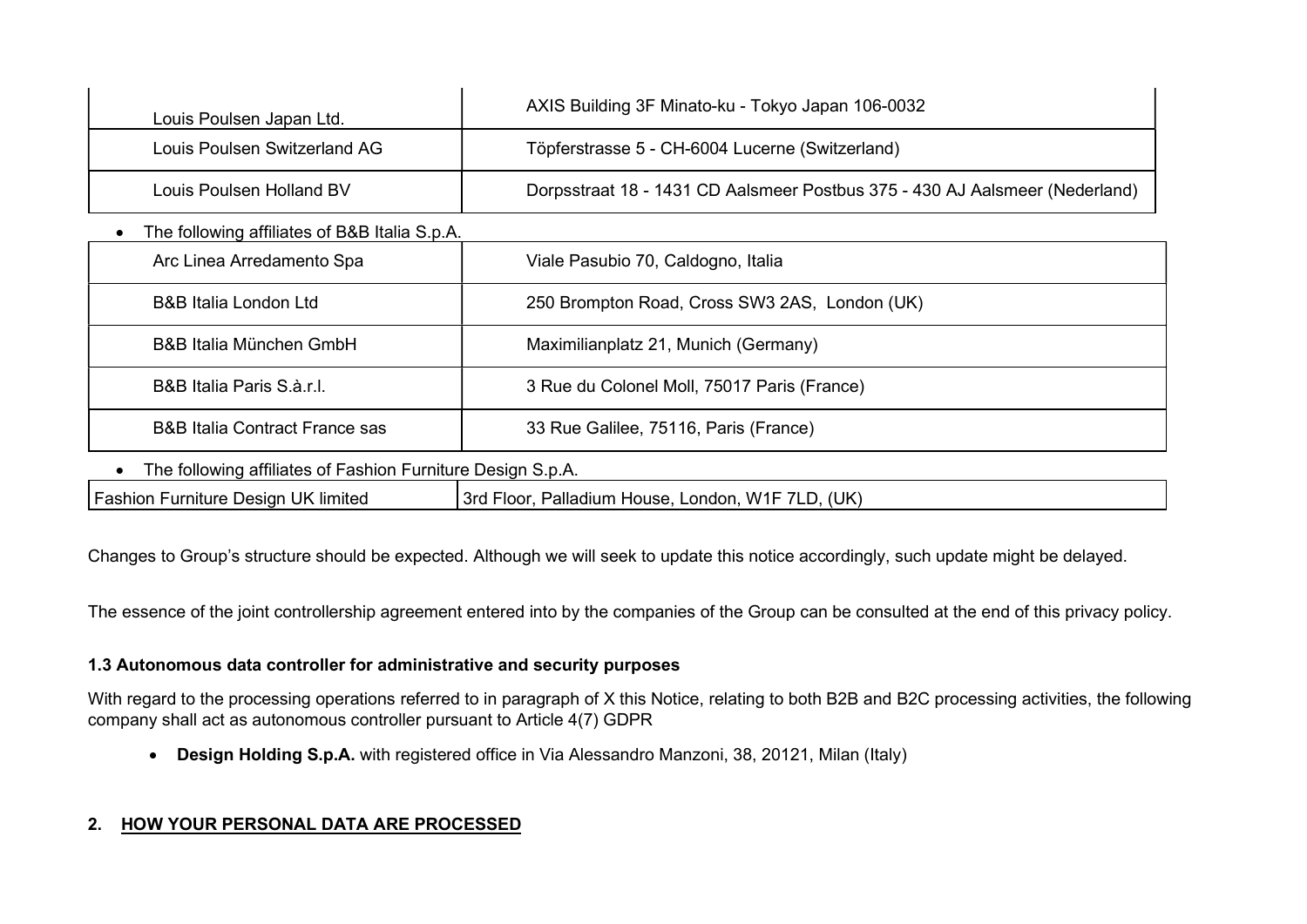| | |
|---|---|
| Louis Poulsen Japan Ltd. | AXIS Building 3F Minato-ku - Tokyo Japan 106-0032 |
| Louis Poulsen Switzerland AG | Töpferstrasse 5 - CH-6004 Lucerne (Switzerland) |
| Louis Poulsen Holland BV | Dorpsstraat 18 - 1431 CD Aalsmeer Postbus 375 - 430 AJ Aalsmeer (Nederland) |

- The following affiliates of B&B Italia S.p.A.

| | |
|---|---|
| Arc Linea Arredamento Spa | Viale Pasubio 70, Caldogno, Italia |
| B&B Italia London Ltd | 250 Brompton Road, Cross SW3 2AS, London (UK) |
| B&B Italia München GmbH | Maximilianplatz 21, Munich (Germany) |
| B&B Italia Paris S.à.r.l. | 3 Rue du Colonel Moll, 75017 Paris (France) |
| B&B Italia Contract France sas | 33 Rue Galilee, 75116, Paris (France) |

- The following affiliates of Fashion Furniture Design S.p.A.

| | |
|---|---|
| Fashion Furniture Design UK limited | 3rd Floor, Palladium House, London, W1F 7LD, (UK) |

Changes to Group's structure should be expected. Although we will seek to update this notice accordingly, such update might be delayed.

The essence of the joint controllership agreement entered into by the companies of the Group can be consulted at the end of this privacy policy.

### 1.3 Autonomous data controller for administrative and security purposes

With regard to the processing operations referred to in paragraph of X this Notice, relating to both B2B and B2C processing activities, the following company shall act as autonomous controller pursuant to Article 4(7) GDPR

- **Design Holding S.p.A.** with registered office in Via Alessandro Manzoni, 38, 20121, Milan (Italy)

## 2. HOW YOUR PERSONAL DATA ARE PROCESSED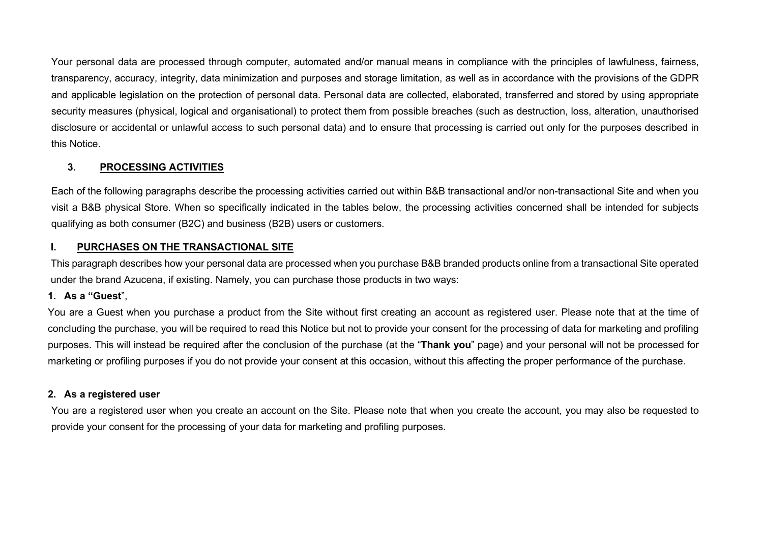Your personal data are processed through computer, automated and/or manual means in compliance with the principles of lawfulness, fairness, transparency, accuracy, integrity, data minimization and purposes and storage limitation, as well as in accordance with the provisions of the GDPR and applicable legislation on the protection of personal data. Personal data are collected, elaborated, transferred and stored by using appropriate security measures (physical, logical and organisational) to protect them from possible breaches (such as destruction, loss, alteration, unauthorised disclosure or accidental or unlawful access to such personal data) and to ensure that processing is carried out only for the purposes described in this Notice.

## 3. PROCESSING ACTIVITIES

Each of the following paragraphs describe the processing activities carried out within B&B transactional and/or non-transactional Site and when you visit a B&B physical Store. When so specifically indicated in the tables below, the processing activities concerned shall be intended for subjects qualifying as both consumer (B2C) and business (B2B) users or customers.

### I. PURCHASES ON THE TRANSACTIONAL SITE

This paragraph describes how your personal data are processed when you purchase B&B branded products online from a transactional Site operated under the brand Azucena, if existing. Namely, you can purchase those products in two ways:

**1. As a "Guest**",

You are a Guest when you purchase a product from the Site without first creating an account as registered user. Please note that at the time of concluding the purchase, you will be required to read this Notice but not to provide your consent for the processing of data for marketing and profiling purposes. This will instead be required after the conclusion of the purchase (at the "**Thank you**" page) and your personal will not be processed for marketing or profiling purposes if you do not provide your consent at this occasion, without this affecting the proper performance of the purchase.

**2. As a registered user**

You are a registered user when you create an account on the Site. Please note that when you create the account, you may also be requested to provide your consent for the processing of your data for marketing and profiling purposes.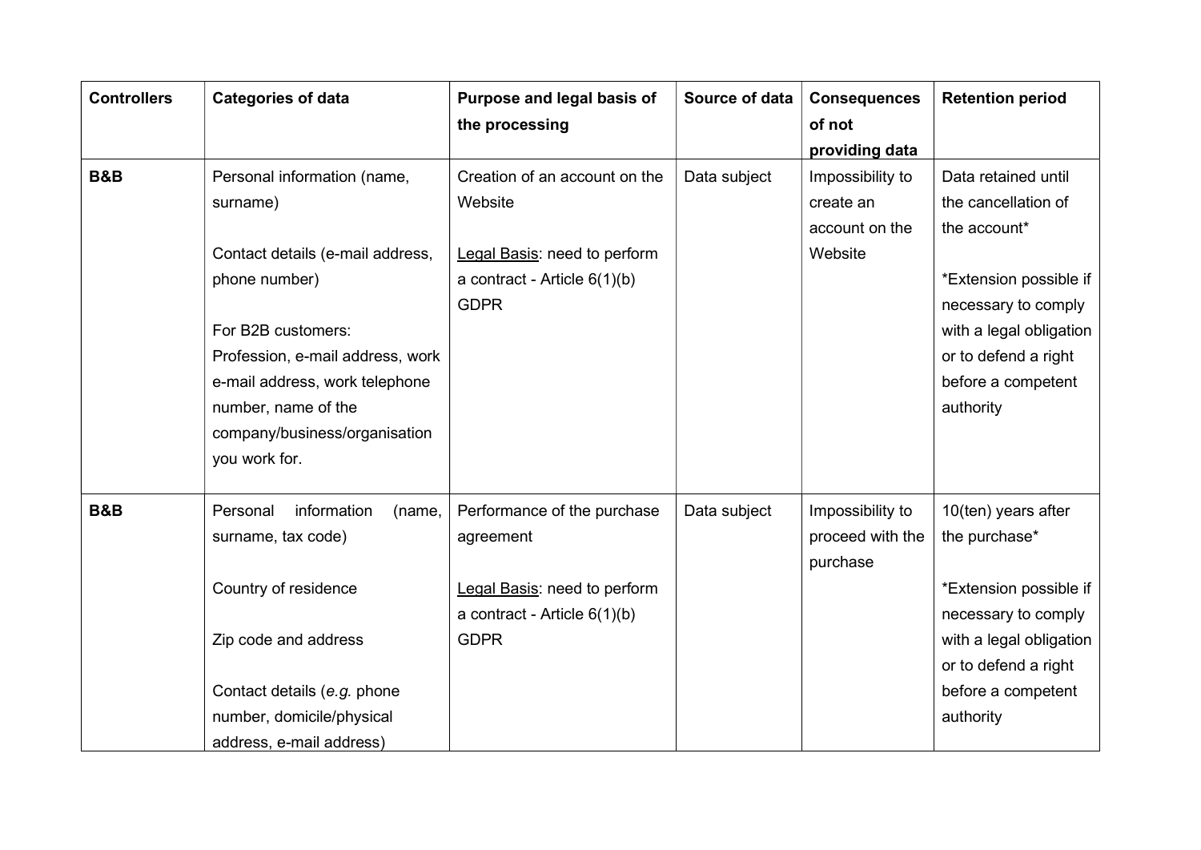| Controllers | Categories of data | Purpose and legal basis of the processing | Source of data | Consequences of not providing data | Retention period |
|---|---|---|---|---|---|
| **B&B** | Personal information (name, surname)<br><br>Contact details (e-mail address, phone number)<br><br>For B2B customers: Profession, e-mail address, work e-mail address, work telephone number, name of the company/business/organisation you work for. | Creation of an account on the Website<br><br><u>Legal Basis</u>: need to perform a contract - Article 6(1)(b) GDPR | Data subject | Impossibility to create an account on the Website | Data retained until the cancellation of the account*<br><br>*Extension possible if necessary to comply with a legal obligation or to defend a right before a competent authority |
| **B&B** | Personal information (name, surname, tax code)<br><br>Country of residence<br><br>Zip code and address<br><br>Contact details (*e.g.* phone number, domicile/physical address, e-mail address) | Performance of the purchase agreement<br><br><u>Legal Basis</u>: need to perform a contract - Article 6(1)(b) GDPR | Data subject | Impossibility to proceed with the purchase | 10(ten) years after the purchase*<br><br>*Extension possible if necessary to comply with a legal obligation or to defend a right before a competent authority |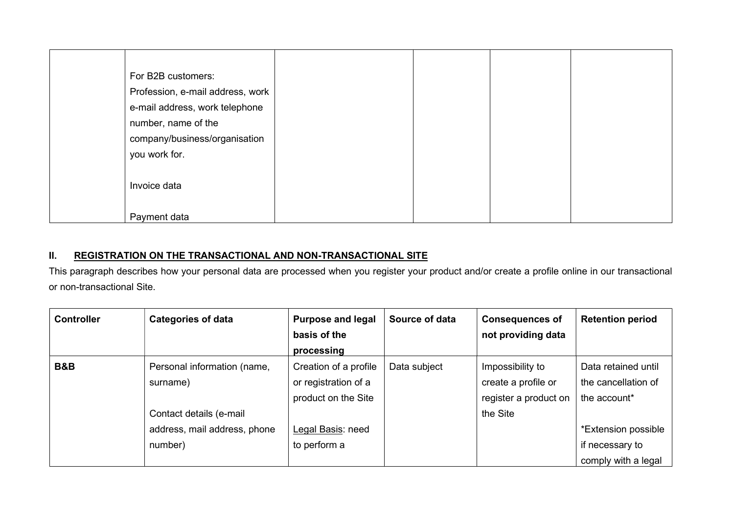|  | For B2B customers: Profession, e-mail address, work e-mail address, work telephone number, name of the company/business/organisation you work for.<br><br>Invoice data<br><br>Payment data |  |  |  |  |
|---|---|---|---|---|---|

## II. REGISTRATION ON THE TRANSACTIONAL AND NON-TRANSACTIONAL SITE

This paragraph describes how your personal data are processed when you register your product and/or create a profile online in our transactional or non-transactional Site.

| Controller | Categories of data | Purpose and legal basis of the processing | Source of data | Consequences of not providing data | Retention period |
|---|---|---|---|---|---|
| **B&B** | Personal information (name, surname)<br><br>Contact details (e-mail address, mail address, phone number) | Creation of a profile or registration of a product on the Site<br><br>Legal Basis: need to perform a | Data subject | Impossibility to create a profile or register a product on the Site | Data retained until the cancellation of the account*<br><br>*Extension possible if necessary to comply with a legal |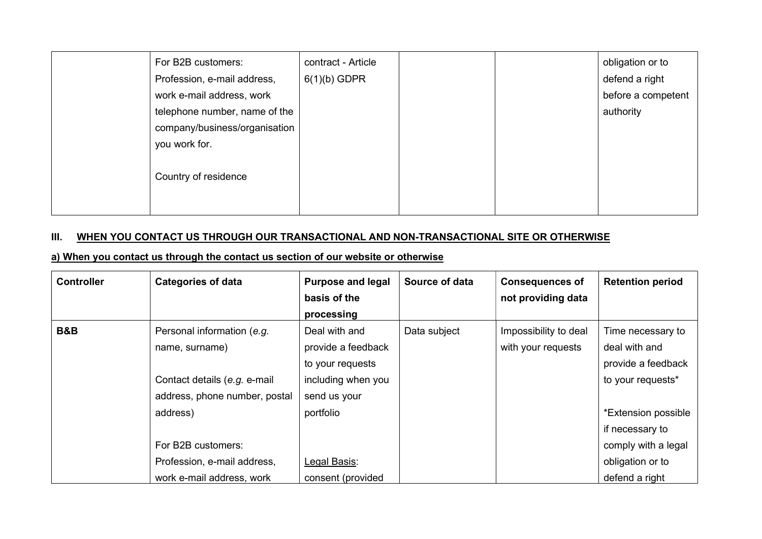| | For B2B customers: Profession, e-mail address, work e-mail address, work telephone number, name of the company/business/organisation you work for.<br><br>Country of residence | contract - Article 6(1)(b) GDPR | | | obligation or to defend a right before a competent authority |
|---|---|---|---|---|---|

### III. WHEN YOU CONTACT US THROUGH OUR TRANSACTIONAL AND NON-TRANSACTIONAL SITE OR OTHERWISE

#### a) When you contact us through the contact us section of our website or otherwise

| Controller | Categories of data | Purpose and legal basis of the processing | Source of data | Consequences of not providing data | Retention period |
|---|---|---|---|---|---|
| **B&B** | Personal information (*e.g.* name, surname)<br><br>Contact details (*e.g.* e-mail address, phone number, postal address)<br><br>For B2B customers: Profession, e-mail address, work e-mail address, work | Deal with and provide a feedback to your requests including when you send us your portfolio<br><br>Legal Basis: consent (provided | Data subject | Impossibility to deal with your requests | Time necessary to deal with and provide a feedback to your requests*<br><br>*Extension possible if necessary to comply with a legal obligation or to defend a right |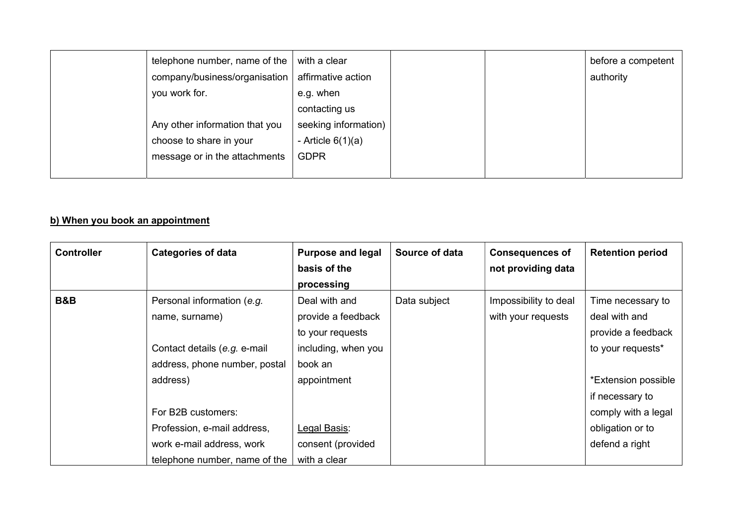| | | | | | |
|---|---|---|---|---|---|
| | telephone number, name of the company/business/organisation you work for.<br><br>Any other information that you choose to share in your message or in the attachments | with a clear affirmative action e.g. when contacting us seeking information) - Article 6(1)(a) GDPR | | | before a competent authority |

**b) When you book an appointment**

| Controller | Categories of data | Purpose and legal basis of the processing | Source of data | Consequences of not providing data | Retention period |
|---|---|---|---|---|---|
| **B&B** | Personal information (*e.g.* name, surname)<br><br>Contact details (*e.g.* e-mail address, phone number, postal address)<br><br>For B2B customers: Profession, e-mail address, work e-mail address, work telephone number, name of the | Deal with and provide a feedback to your requests including, when you book an appointment<br><br>Legal Basis: consent (provided with a clear | Data subject | Impossibility to deal with your requests | Time necessary to deal with and provide a feedback to your requests*<br><br>*Extension possible if necessary to comply with a legal obligation or to defend a right |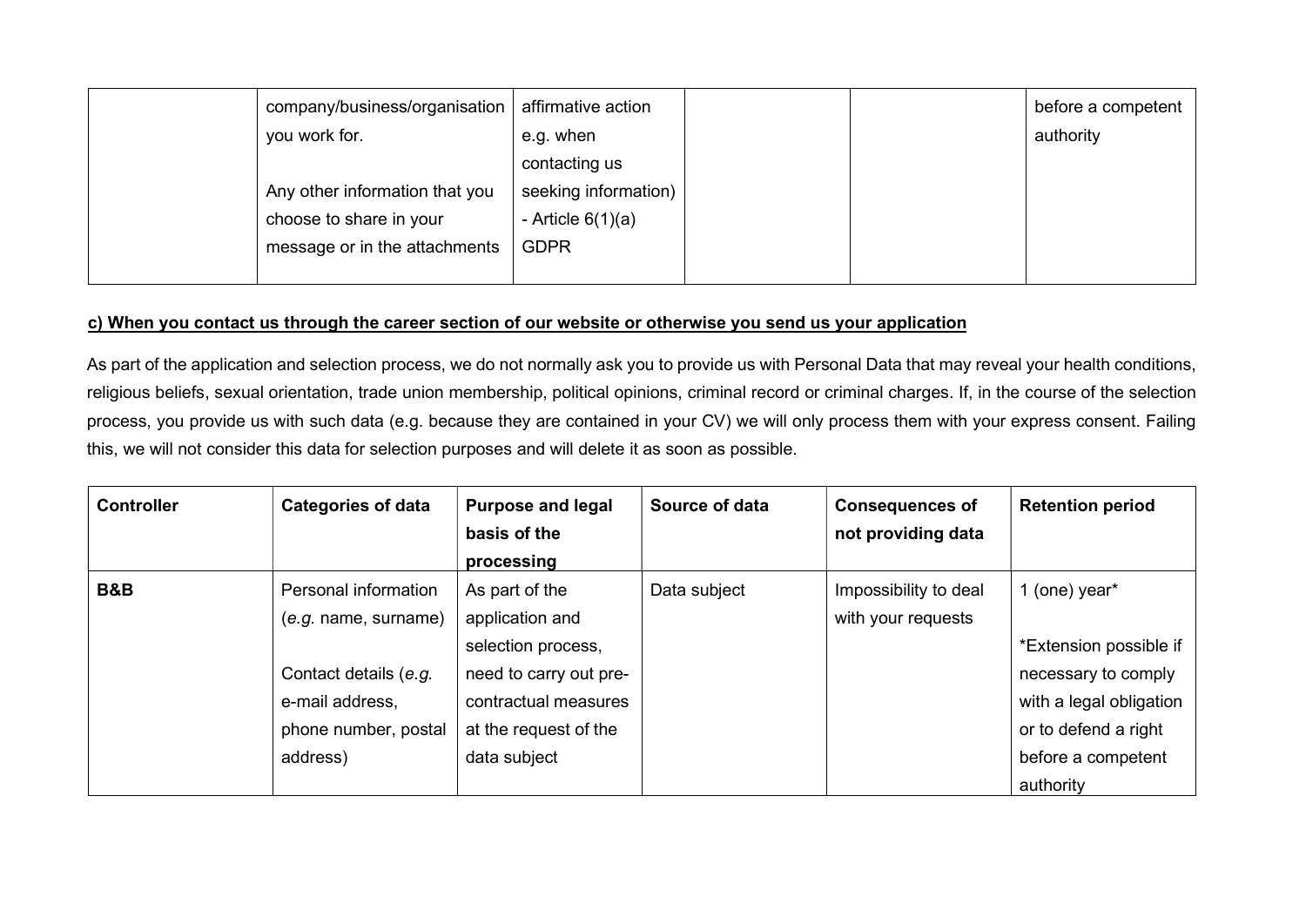| | company/business/organisation you work for.<br><br>Any other information that you choose to share in your message or in the attachments | affirmative action e.g. when contacting us seeking information) - Article 6(1)(a) GDPR | | | before a competent authority |
|---|---|---|---|---|---|

**c) When you contact us through the career section of our website or otherwise you send us your application**

As part of the application and selection process, we do not normally ask you to provide us with Personal Data that may reveal your health conditions, religious beliefs, sexual orientation, trade union membership, political opinions, criminal record or criminal charges. If, in the course of the selection process, you provide us with such data (e.g. because they are contained in your CV) we will only process them with your express consent. Failing this, we will not consider this data for selection purposes and will delete it as soon as possible.

| **Controller** | **Categories of data** | **Purpose and legal basis of the processing** | **Source of data** | **Consequences of not providing data** | **Retention period** |
|---|---|---|---|---|---|
| **B&B** | Personal information (*e.g.* name, surname)<br><br>Contact details (*e.g.* e-mail address, phone number, postal address) | As part of the application and selection process, need to carry out pre-contractual measures at the request of the data subject | Data subject | Impossibility to deal with your requests | 1 (one) year*<br><br>*Extension possible if necessary to comply with a legal obligation or to defend a right before a competent authority |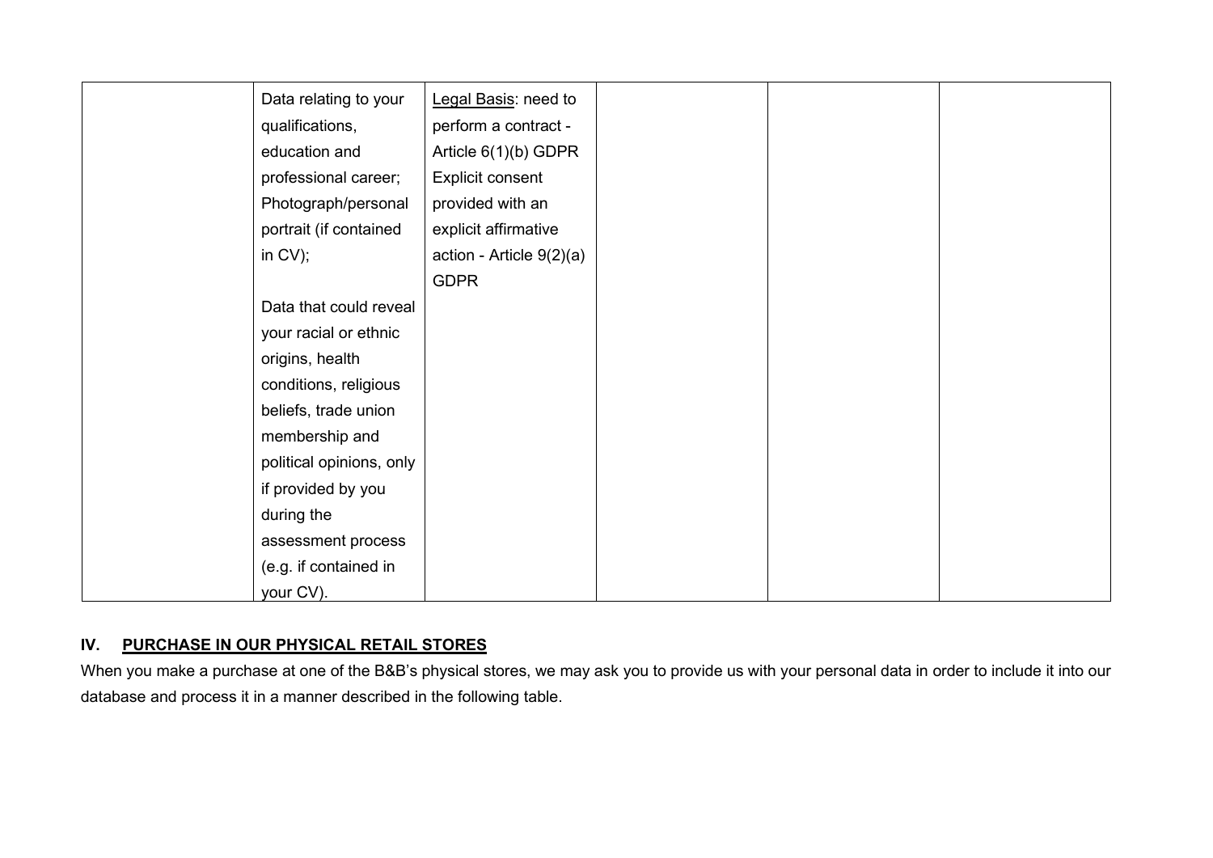| | | | | | |
|---|---|---|---|---|---|
| | Data relating to your qualifications, education and professional career; Photograph/personal portrait (if contained in CV);<br><br>Data that could reveal your racial or ethnic origins, health conditions, religious beliefs, trade union membership and political opinions, only if provided by you during the assessment process (e.g. if contained in your CV). | Legal Basis: need to perform a contract - Article 6(1)(b) GDPR Explicit consent provided with an explicit affirmative action - Article 9(2)(a) GDPR | | | |

## IV. PURCHASE IN OUR PHYSICAL RETAIL STORES

When you make a purchase at one of the B&B's physical stores, we may ask you to provide us with your personal data in order to include it into our database and process it in a manner described in the following table.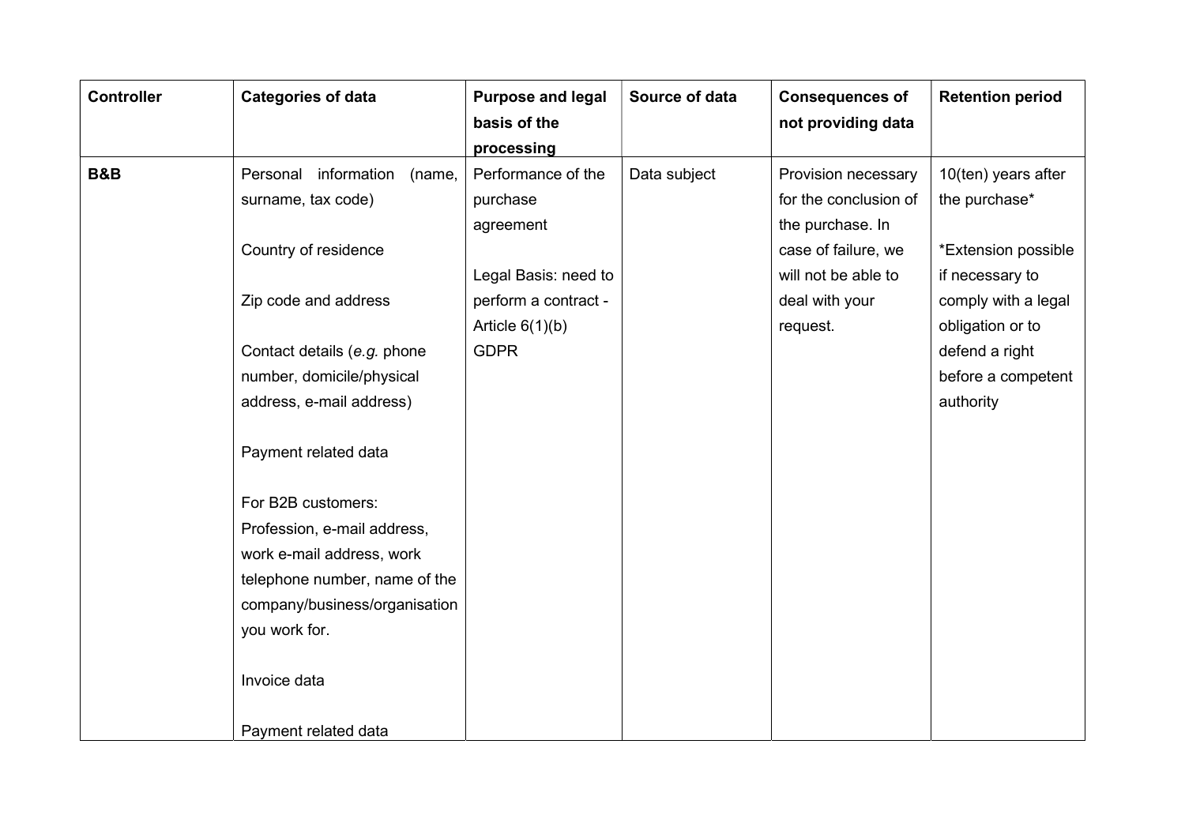| Controller | Categories of data | Purpose and legal basis of the processing | Source of data | Consequences of not providing data | Retention period |
|---|---|---|---|---|---|
| **B&B** | Personal information (name, surname, tax code)<br><br>Country of residence<br><br>Zip code and address<br><br>Contact details (*e.g.* phone number, domicile/physical address, e-mail address)<br><br>Payment related data<br><br>For B2B customers: Profession, e-mail address, work e-mail address, work telephone number, name of the company/business/organisation you work for.<br><br>Invoice data<br><br>Payment related data | Performance of the purchase agreement<br><br>Legal Basis: need to perform a contract - Article 6(1)(b) GDPR | Data subject | Provision necessary for the conclusion of the purchase. In case of failure, we will not be able to deal with your request. | 10(ten) years after the purchase*<br><br>*Extension possible if necessary to comply with a legal obligation or to defend a right before a competent authority |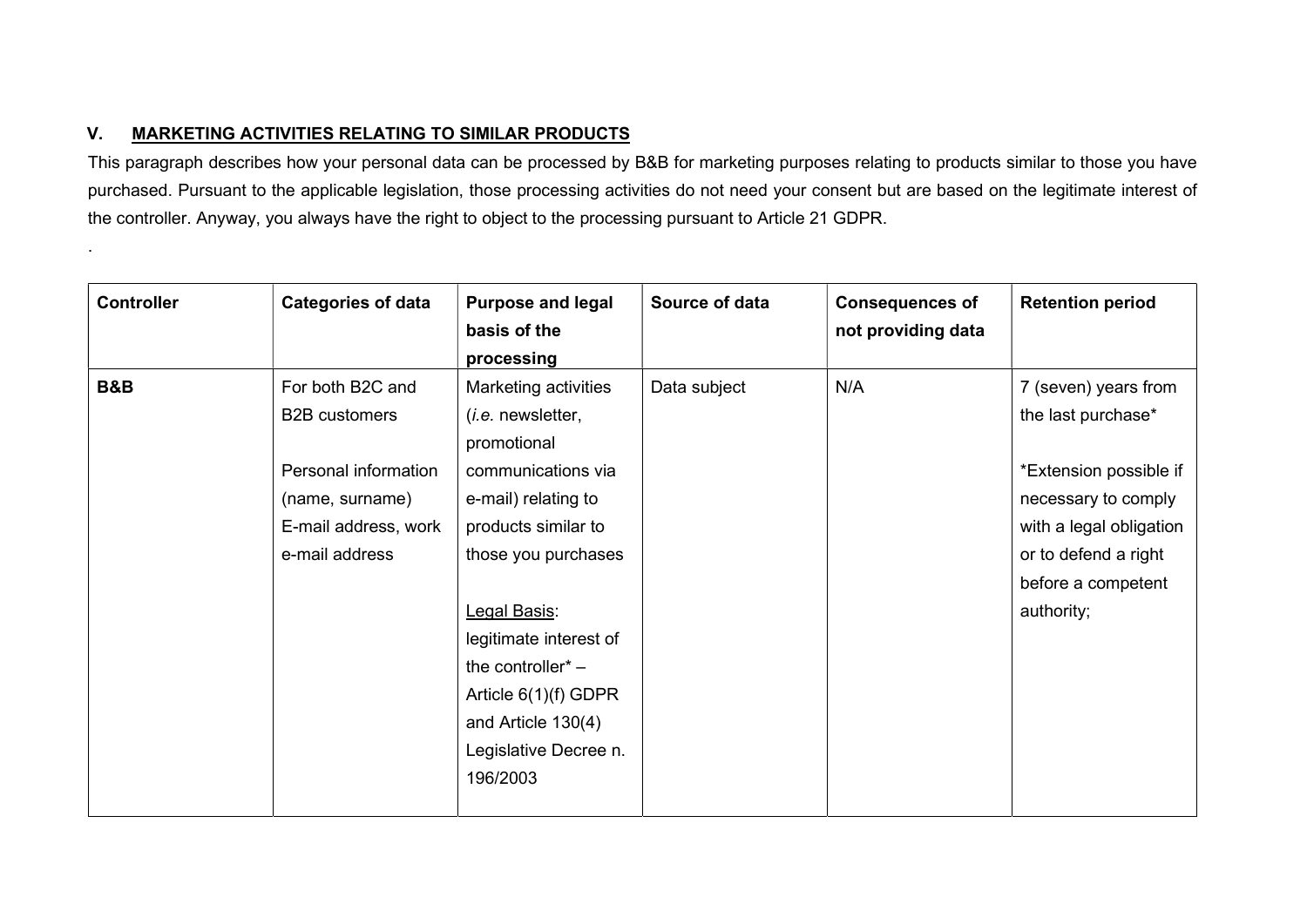## V. MARKETING ACTIVITIES RELATING TO SIMILAR PRODUCTS

This paragraph describes how your personal data can be processed by B&B for marketing purposes relating to products similar to those you have purchased. Pursuant to the applicable legislation, those processing activities do not need your consent but are based on the legitimate interest of the controller. Anyway, you always have the right to object to the processing pursuant to Article 21 GDPR.

.

| Controller | Categories of data | Purpose and legal basis of the processing | Source of data | Consequences of not providing data | Retention period |
|---|---|---|---|---|---|
| **B&B** | For both B2C and B2B customers<br><br>Personal information (name, surname) E-mail address, work e-mail address | Marketing activities (*i.e.* newsletter, promotional communications via e-mail) relating to products similar to those you purchases<br><br><u>Legal Basis</u>: legitimate interest of the controller* – Article 6(1)(f) GDPR and Article 130(4) Legislative Decree n. 196/2003 | Data subject | N/A | 7 (seven) years from the last purchase*<br><br>*Extension possible if necessary to comply with a legal obligation or to defend a right before a competent authority; |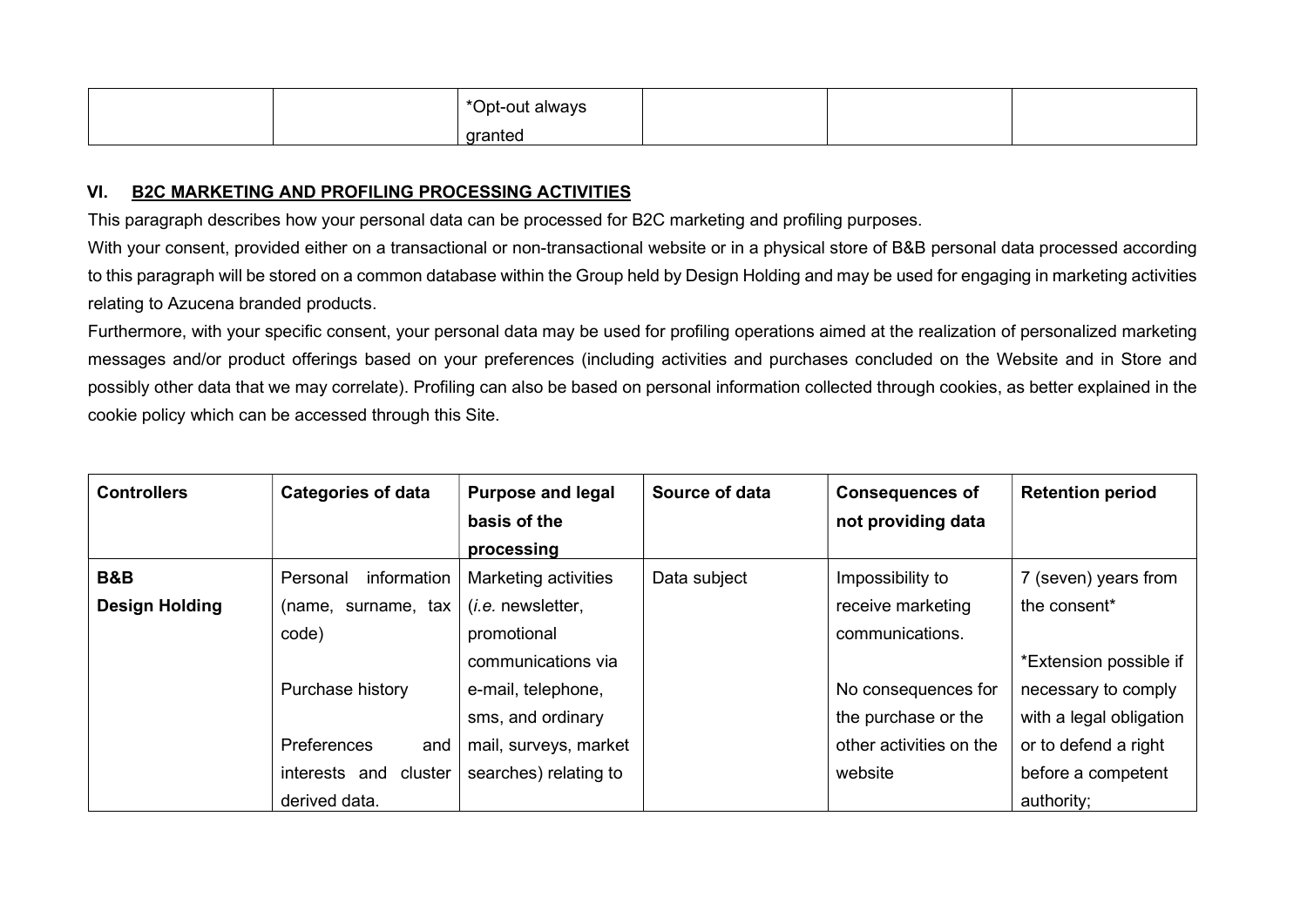| | | *Opt-out always granted | | | |
|---|---|---|---|---|---|

## VI. B2C MARKETING AND PROFILING PROCESSING ACTIVITIES

This paragraph describes how your personal data can be processed for B2C marketing and profiling purposes.

With your consent, provided either on a transactional or non-transactional website or in a physical store of B&B personal data processed according to this paragraph will be stored on a common database within the Group held by Design Holding and may be used for engaging in marketing activities relating to Azucena branded products.

Furthermore, with your specific consent, your personal data may be used for profiling operations aimed at the realization of personalized marketing messages and/or product offerings based on your preferences (including activities and purchases concluded on the Website and in Store and possibly other data that we may correlate). Profiling can also be based on personal information collected through cookies, as better explained in the cookie policy which can be accessed through this Site.

| Controllers | Categories of data | Purpose and legal basis of the processing | Source of data | Consequences of not providing data | Retention period |
|---|---|---|---|---|---|
| **B&B Design Holding** | Personal information (name, surname, tax code)<br><br>Purchase history<br><br>Preferences and interests and cluster derived data. | Marketing activities (*i.e.* newsletter, promotional communications via e-mail, telephone, sms, and ordinary mail, surveys, market searches) relating to | Data subject | Impossibility to receive marketing communications.<br><br>No consequences for the purchase or the other activities on the website | 7 (seven) years from the consent*<br><br>*Extension possible if necessary to comply with a legal obligation or to defend a right before a competent authority; |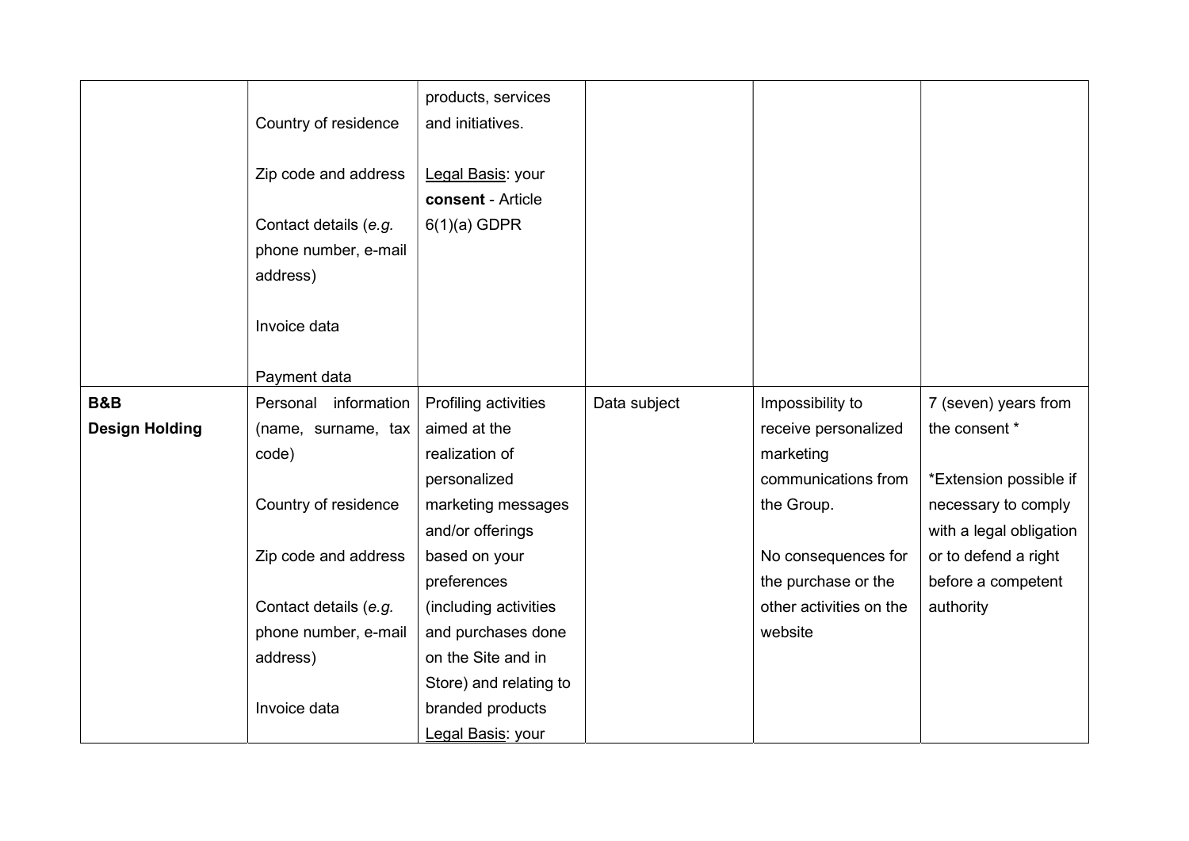| | | | | | |
|---|---|---|---|---|---|
| | Country of residence<br><br>Zip code and address<br><br>Contact details (*e.g.* phone number, e-mail address)<br><br>Invoice data<br><br>Payment data | products, services and initiatives.<br><br><u>Legal Basis</u>: your **consent** - Article 6(1)(a) GDPR | | | |
| **B&B Design Holding** | Personal information (name, surname, tax code)<br><br>Country of residence<br><br>Zip code and address<br><br>Contact details (*e.g.* phone number, e-mail address)<br><br>Invoice data | Profiling activities aimed at the realization of personalized marketing messages and/or offerings based on your preferences (including activities and purchases done on the Site and in Store) and relating to branded products<br><u>Legal Basis</u>: your | Data subject | Impossibility to receive personalized marketing communications from the Group.<br><br>No consequences for the purchase or the other activities on the website | 7 (seven) years from the consent *<br><br>*Extension possible if necessary to comply with a legal obligation or to defend a right before a competent authority |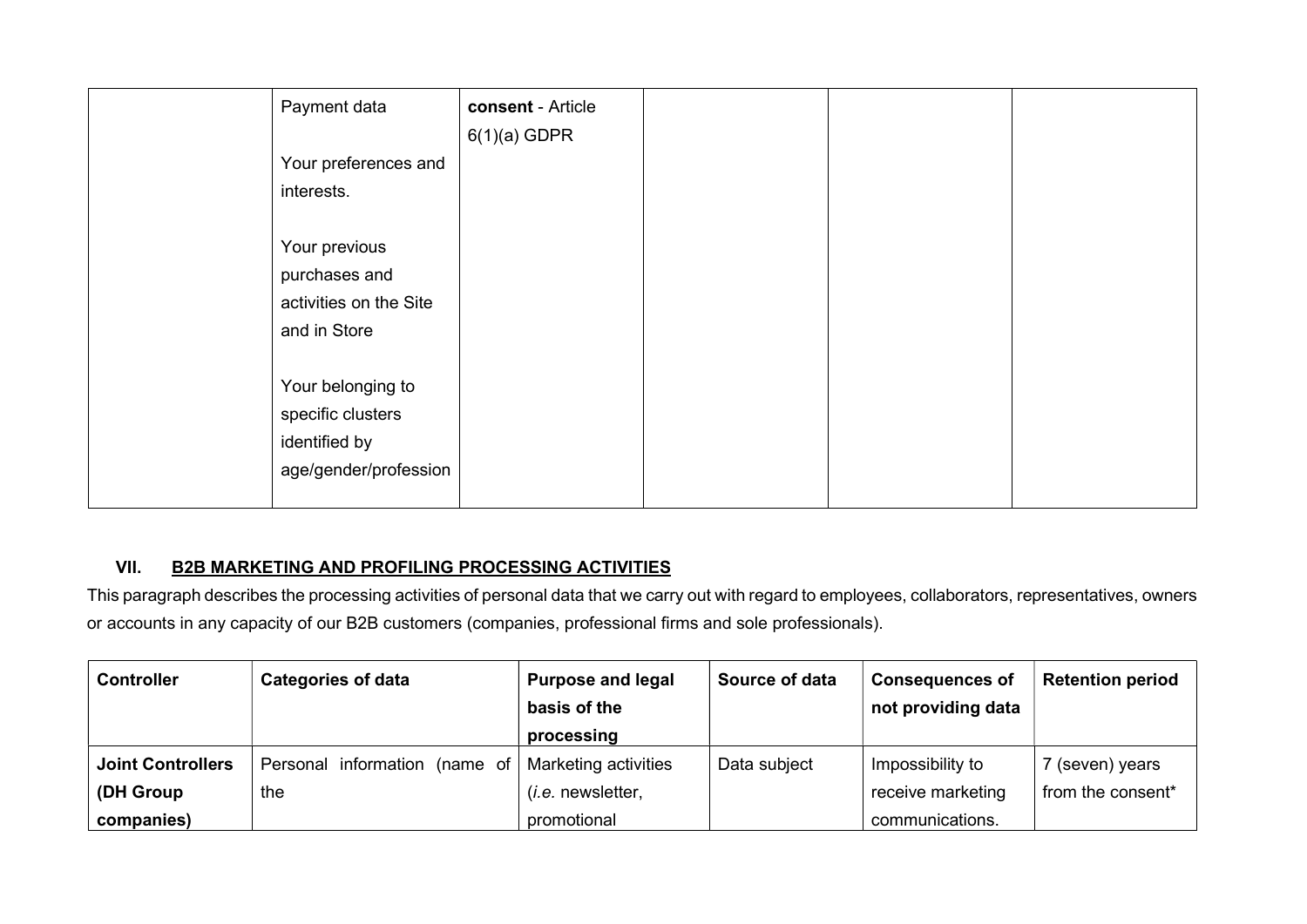| | | | | | |
|---|---|---|---|---|---|
| | Payment data<br><br>Your preferences and interests.<br><br>Your previous purchases and activities on the Site and in Store<br><br>Your belonging to specific clusters identified by age/gender/profession | **consent** - Article 6(1)(a) GDPR | | | |

### VII. B2B MARKETING AND PROFILING PROCESSING ACTIVITIES

This paragraph describes the processing activities of personal data that we carry out with regard to employees, collaborators, representatives, owners or accounts in any capacity of our B2B customers (companies, professional firms and sole professionals).

| Controller | Categories of data | Purpose and legal basis of the processing | Source of data | Consequences of not providing data | Retention period |
|---|---|---|---|---|---|
| **Joint Controllers (DH Group companies)** | Personal information (name of the | Marketing activities (*i.e.* newsletter, promotional | Data subject | Impossibility to receive marketing communications. | 7 (seven) years from the consent* |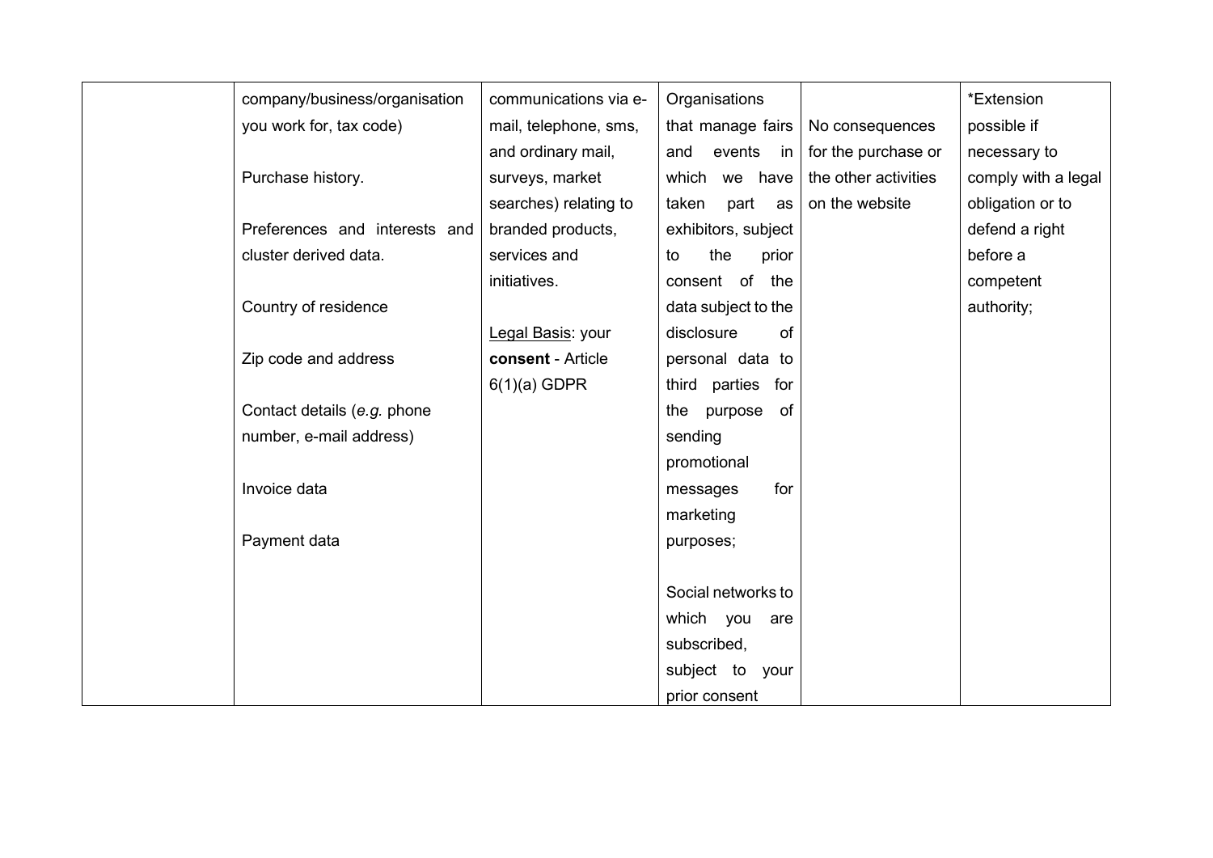| | | | | | |
|---|---|---|---|---|---|
| | company/business/organisation you work for, tax code)<br><br>Purchase history.<br><br>Preferences and interests and cluster derived data.<br><br>Country of residence<br><br>Zip code and address<br><br>Contact details (*e.g.* phone number, e-mail address)<br><br>Invoice data<br><br>Payment data | communications via e-mail, telephone, sms, and ordinary mail, surveys, market searches) relating to branded products, services and initiatives.<br><br><u>Legal Basis</u>: your **consent** - Article 6(1)(a) GDPR | Organisations that manage fairs and events in which we have taken part as exhibitors, subject to the prior consent of the data subject to the disclosure of personal data to third parties for the purpose of sending promotional messages for marketing purposes;<br><br>Social networks to which you are subscribed, subject to your prior consent | No consequences for the purchase or the other activities on the website | *Extension possible if necessary to comply with a legal obligation or to defend a right before a competent authority; |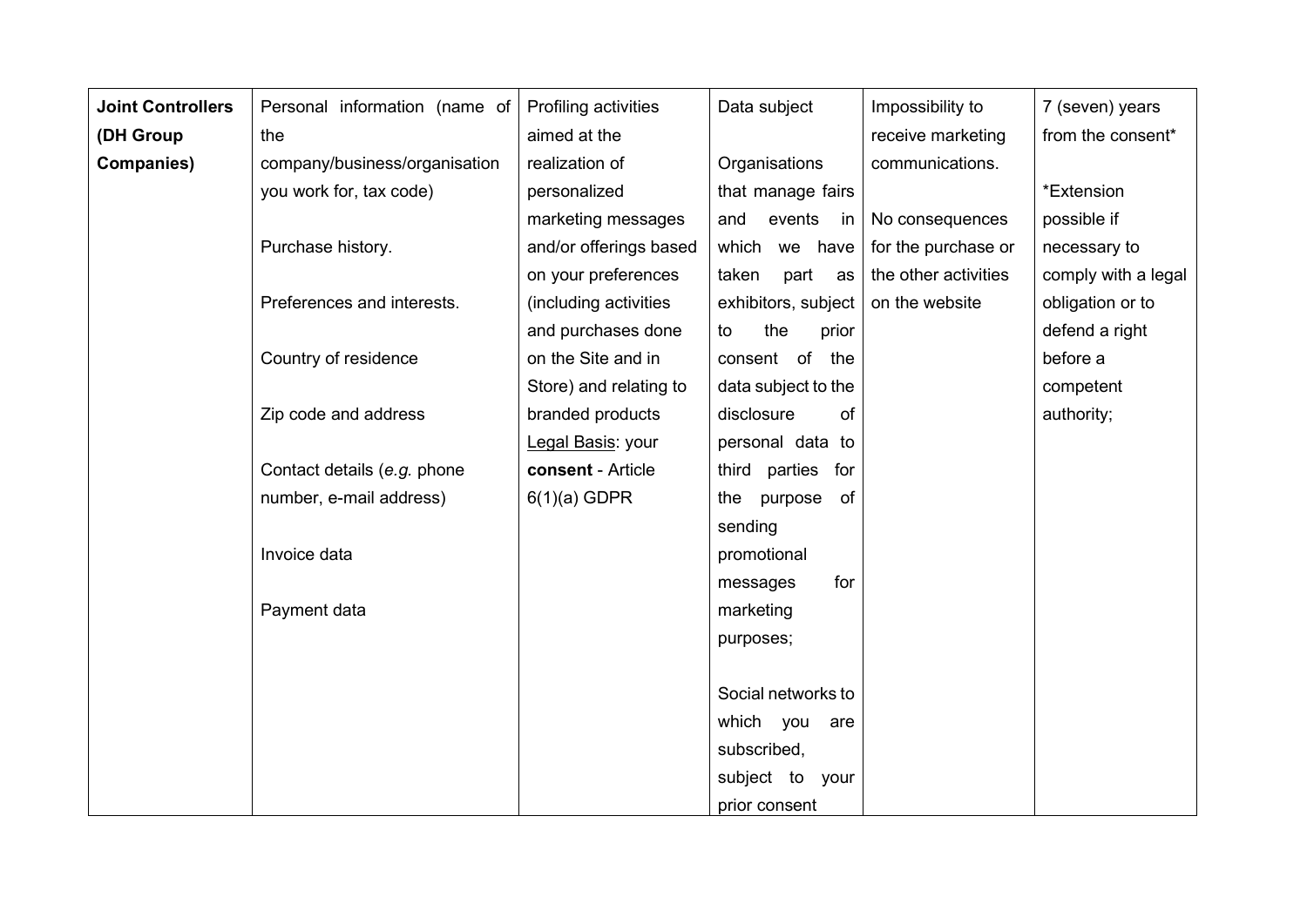| | | | | | |
|---|---|---|---|---|---|
| **Joint Controllers (DH Group Companies)** | Personal information (name of the company/business/organisation you work for, tax code)<br><br>Purchase history.<br><br>Preferences and interests.<br><br>Country of residence<br><br>Zip code and address<br><br>Contact details (*e.g.* phone number, e-mail address)<br><br>Invoice data<br><br>Payment data | Profiling activities aimed at the realization of personalized marketing messages and/or offerings based on your preferences (including activities and purchases done on the Site and in Store) and relating to branded products<br><u>Legal Basis</u>: your **consent** - Article 6(1)(a) GDPR | Data subject<br><br>Organisations that manage fairs and events in which we have taken part as exhibitors, subject to the prior consent of the data subject to the disclosure of personal data to third parties for the purpose of sending promotional messages for marketing purposes;<br><br>Social networks to which you are subscribed, subject to your prior consent | Impossibility to receive marketing communications.<br><br>No consequences for the purchase or the other activities on the website | 7 (seven) years from the consent*<br><br>*Extension possible if necessary to comply with a legal obligation or to defend a right before a competent authority; |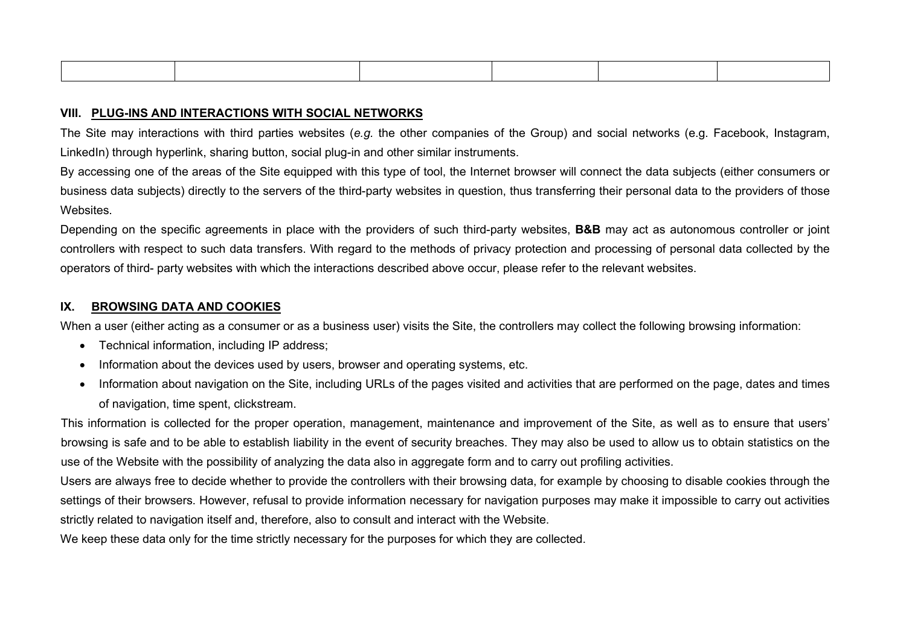|  |  |  |  |  |  |
|---|---|---|---|---|---|

## VIII. PLUG-INS AND INTERACTIONS WITH SOCIAL NETWORKS

The Site may interactions with third parties websites (*e.g.* the other companies of the Group) and social networks (e.g. Facebook, Instagram, LinkedIn) through hyperlink, sharing button, social plug-in and other similar instruments.

By accessing one of the areas of the Site equipped with this type of tool, the Internet browser will connect the data subjects (either consumers or business data subjects) directly to the servers of the third-party websites in question, thus transferring their personal data to the providers of those Websites.

Depending on the specific agreements in place with the providers of such third-party websites, **B&B** may act as autonomous controller or joint controllers with respect to such data transfers. With regard to the methods of privacy protection and processing of personal data collected by the operators of third- party websites with which the interactions described above occur, please refer to the relevant websites.

## IX. BROWSING DATA AND COOKIES

When a user (either acting as a consumer or as a business user) visits the Site, the controllers may collect the following browsing information:

- Technical information, including IP address;
- Information about the devices used by users, browser and operating systems, etc.
- Information about navigation on the Site, including URLs of the pages visited and activities that are performed on the page, dates and times of navigation, time spent, clickstream.

This information is collected for the proper operation, management, maintenance and improvement of the Site, as well as to ensure that users' browsing is safe and to be able to establish liability in the event of security breaches. They may also be used to allow us to obtain statistics on the use of the Website with the possibility of analyzing the data also in aggregate form and to carry out profiling activities.

Users are always free to decide whether to provide the controllers with their browsing data, for example by choosing to disable cookies through the settings of their browsers. However, refusal to provide information necessary for navigation purposes may make it impossible to carry out activities strictly related to navigation itself and, therefore, also to consult and interact with the Website.

We keep these data only for the time strictly necessary for the purposes for which they are collected.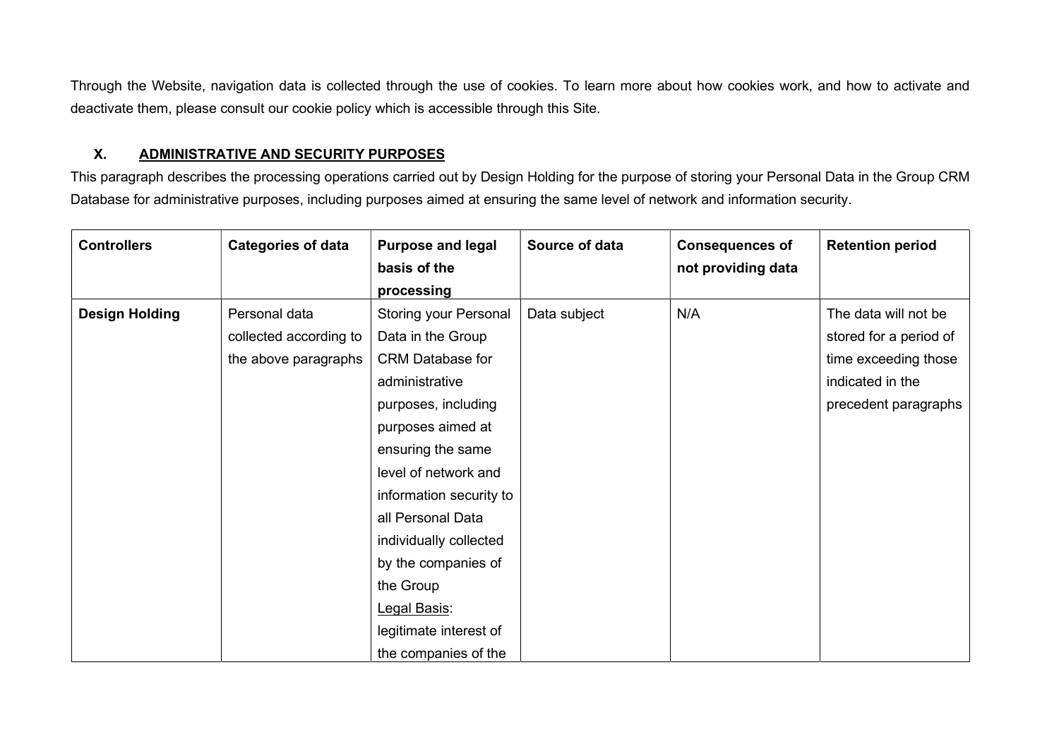Through the Website, navigation data is collected through the use of cookies. To learn more about how cookies work, and how to activate and deactivate them, please consult our cookie policy which is accessible through this Site.

## X. ADMINISTRATIVE AND SECURITY PURPOSES

This paragraph describes the processing operations carried out by Design Holding for the purpose of storing your Personal Data in the Group CRM Database for administrative purposes, including purposes aimed at ensuring the same level of network and information security.

| Controllers | Categories of data | Purpose and legal basis of the processing | Source of data | Consequences of not providing data | Retention period |
| --- | --- | --- | --- | --- | --- |
| **Design Holding** | Personal data collected according to the above paragraphs | Storing your Personal Data in the Group CRM Database for administrative purposes, including purposes aimed at ensuring the same level of network and information security to all Personal Data individually collected by the companies of the Group<br>Legal Basis: legitimate interest of the companies of the | Data subject | N/A | The data will not be stored for a period of time exceeding those indicated in the precedent paragraphs |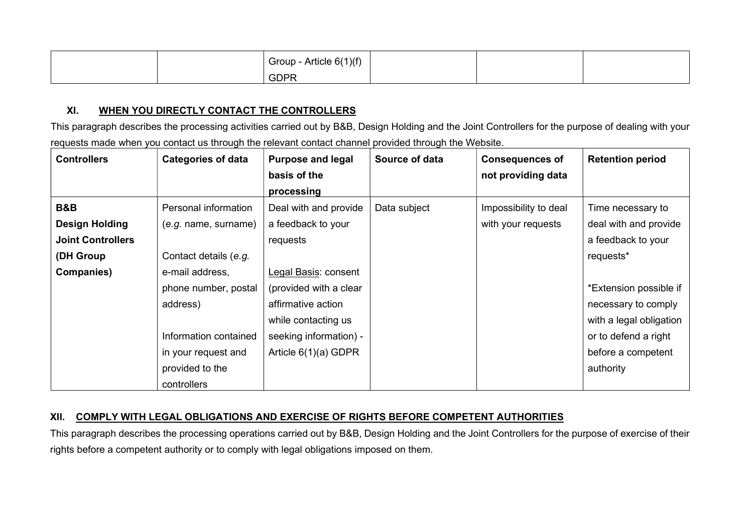| | | Group - Article 6(1)(f) GDPR | | | |
|---|---|---|---|---|---|

### XI. WHEN YOU DIRECTLY CONTACT THE CONTROLLERS

This paragraph describes the processing activities carried out by B&B, Design Holding and the Joint Controllers for the purpose of dealing with your requests made when you contact us through the relevant contact channel provided through the Website.

| Controllers | Categories of data | Purpose and legal basis of the processing | Source of data | Consequences of not providing data | Retention period |
|---|---|---|---|---|---|
| **B&B**<br>**Design Holding**<br>**Joint Controllers (DH Group Companies)** | Personal information (*e.g.* name, surname)<br><br>Contact details (*e.g.* e-mail address, phone number, postal address)<br><br>Information contained in your request and provided to the controllers | Deal with and provide a feedback to your requests<br><br>Legal Basis: consent (provided with a clear affirmative action while contacting us seeking information) - Article 6(1)(a) GDPR | Data subject | Impossibility to deal with your requests | Time necessary to deal with and provide a feedback to your requests*<br><br>*Extension possible if necessary to comply with a legal obligation or to defend a right before a competent authority |

### XII. COMPLY WITH LEGAL OBLIGATIONS AND EXERCISE OF RIGHTS BEFORE COMPETENT AUTHORITIES

This paragraph describes the processing operations carried out by B&B, Design Holding and the Joint Controllers for the purpose of exercise of their rights before a competent authority or to comply with legal obligations imposed on them.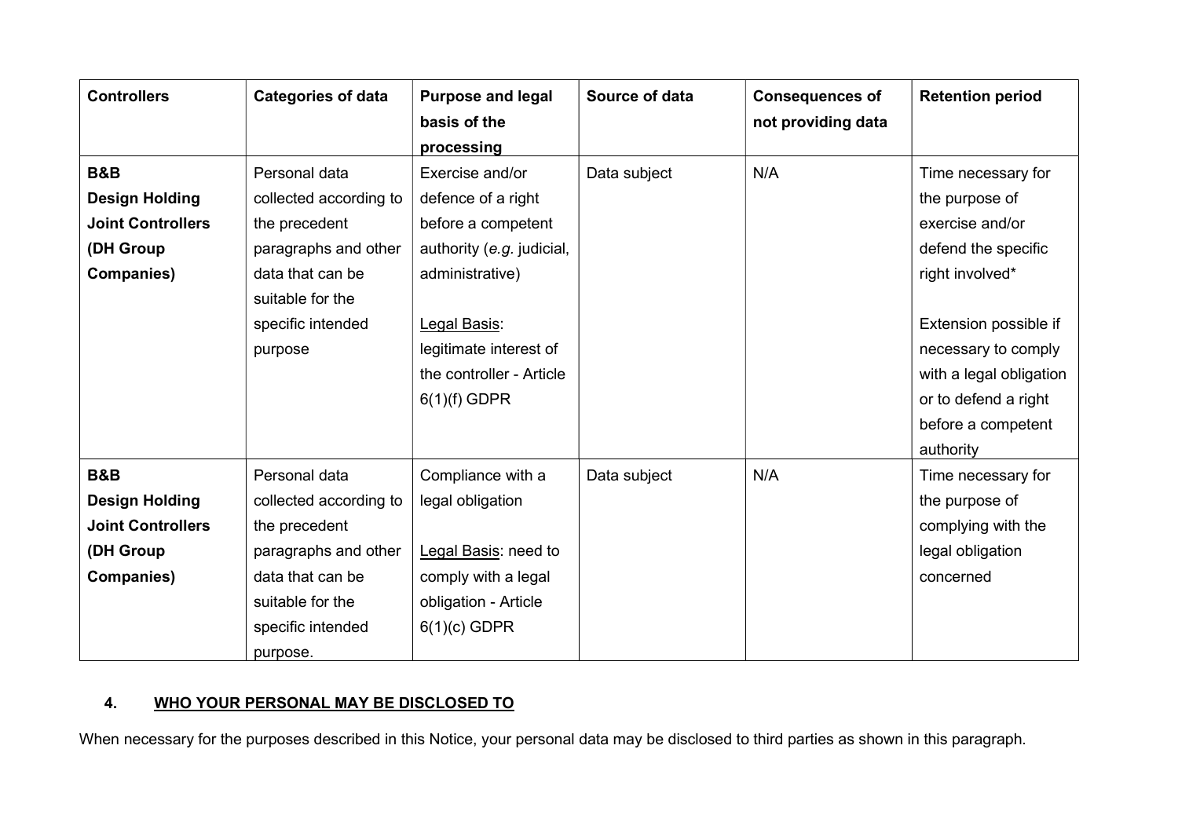| Controllers | Categories of data | Purpose and legal basis of the processing | Source of data | Consequences of not providing data | Retention period |
| --- | --- | --- | --- | --- | --- |
| **B&B Design Holding Joint Controllers (DH Group Companies)** | Personal data collected according to the precedent paragraphs and other data that can be suitable for the specific intended purpose | Exercise and/or defence of a right before a competent authority (*e.g.* judicial, administrative)<br><br><u>Legal Basis</u>: legitimate interest of the controller - Article 6(1)(f) GDPR | Data subject | N/A | Time necessary for the purpose of exercise and/or defend the specific right involved*<br><br>Extension possible if necessary to comply with a legal obligation or to defend a right before a competent authority |
| **B&B Design Holding Joint Controllers (DH Group Companies)** | Personal data collected according to the precedent paragraphs and other data that can be suitable for the specific intended purpose. | Compliance with a legal obligation<br><br><u>Legal Basis</u>: need to comply with a legal obligation - Article 6(1)(c) GDPR | Data subject | N/A | Time necessary for the purpose of complying with the legal obligation concerned |

## 4. <u>WHO YOUR PERSONAL MAY BE DISCLOSED TO</u>

When necessary for the purposes described in this Notice, your personal data may be disclosed to third parties as shown in this paragraph.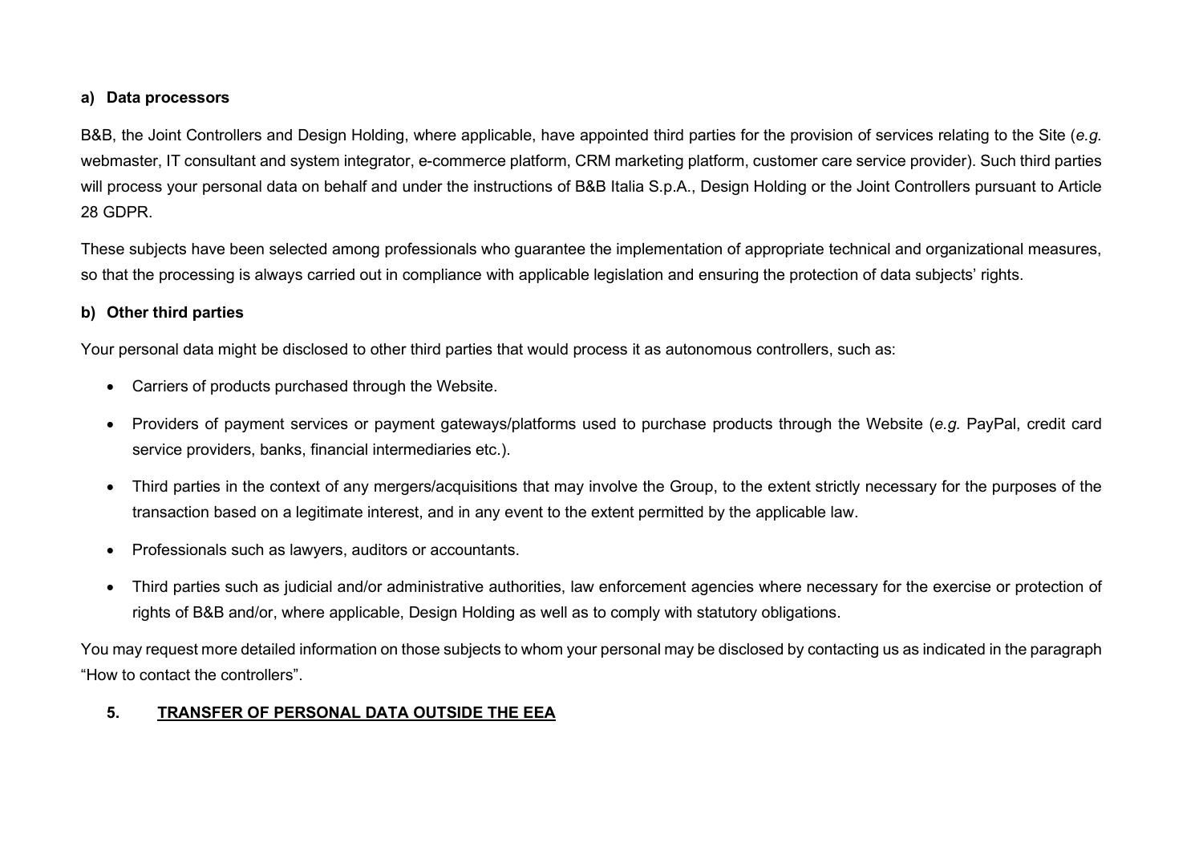#### a) Data processors

B&B, the Joint Controllers and Design Holding, where applicable, have appointed third parties for the provision of services relating to the Site (*e.g.* webmaster, IT consultant and system integrator, e-commerce platform, CRM marketing platform, customer care service provider). Such third parties will process your personal data on behalf and under the instructions of B&B Italia S.p.A., Design Holding or the Joint Controllers pursuant to Article 28 GDPR.

These subjects have been selected among professionals who guarantee the implementation of appropriate technical and organizational measures, so that the processing is always carried out in compliance with applicable legislation and ensuring the protection of data subjects' rights.

#### b) Other third parties

Your personal data might be disclosed to other third parties that would process it as autonomous controllers, such as:

- Carriers of products purchased through the Website.
- Providers of payment services or payment gateways/platforms used to purchase products through the Website (*e.g.* PayPal, credit card service providers, banks, financial intermediaries etc.).
- Third parties in the context of any mergers/acquisitions that may involve the Group, to the extent strictly necessary for the purposes of the transaction based on a legitimate interest, and in any event to the extent permitted by the applicable law.
- Professionals such as lawyers, auditors or accountants.
- Third parties such as judicial and/or administrative authorities, law enforcement agencies where necessary for the exercise or protection of rights of B&B and/or, where applicable, Design Holding as well as to comply with statutory obligations.

You may request more detailed information on those subjects to whom your personal may be disclosed by contacting us as indicated in the paragraph "How to contact the controllers".

## 5. TRANSFER OF PERSONAL DATA OUTSIDE THE EEA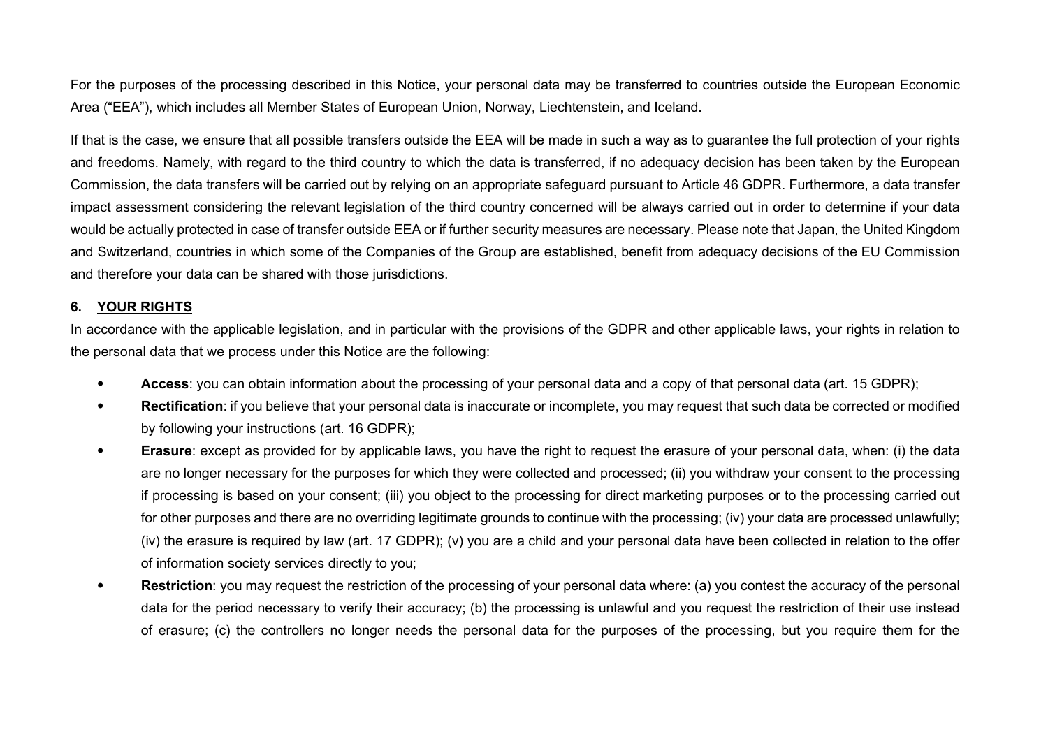For the purposes of the processing described in this Notice, your personal data may be transferred to countries outside the European Economic Area ("EEA"), which includes all Member States of European Union, Norway, Liechtenstein, and Iceland.

If that is the case, we ensure that all possible transfers outside the EEA will be made in such a way as to guarantee the full protection of your rights and freedoms. Namely, with regard to the third country to which the data is transferred, if no adequacy decision has been taken by the European Commission, the data transfers will be carried out by relying on an appropriate safeguard pursuant to Article 46 GDPR. Furthermore, a data transfer impact assessment considering the relevant legislation of the third country concerned will be always carried out in order to determine if your data would be actually protected in case of transfer outside EEA or if further security measures are necessary. Please note that Japan, the United Kingdom and Switzerland, countries in which some of the Companies of the Group are established, benefit from adequacy decisions of the EU Commission and therefore your data can be shared with those jurisdictions.

## 6. YOUR RIGHTS

In accordance with the applicable legislation, and in particular with the provisions of the GDPR and other applicable laws, your rights in relation to the personal data that we process under this Notice are the following:

- **Access**: you can obtain information about the processing of your personal data and a copy of that personal data (art. 15 GDPR);
- **Rectification**: if you believe that your personal data is inaccurate or incomplete, you may request that such data be corrected or modified by following your instructions (art. 16 GDPR);
- **Erasure**: except as provided for by applicable laws, you have the right to request the erasure of your personal data, when: (i) the data are no longer necessary for the purposes for which they were collected and processed; (ii) you withdraw your consent to the processing if processing is based on your consent; (iii) you object to the processing for direct marketing purposes or to the processing carried out for other purposes and there are no overriding legitimate grounds to continue with the processing; (iv) your data are processed unlawfully; (iv) the erasure is required by law (art. 17 GDPR); (v) you are a child and your personal data have been collected in relation to the offer of information society services directly to you;
- **Restriction**: you may request the restriction of the processing of your personal data where: (a) you contest the accuracy of the personal data for the period necessary to verify their accuracy; (b) the processing is unlawful and you request the restriction of their use instead of erasure; (c) the controllers no longer needs the personal data for the purposes of the processing, but you require them for the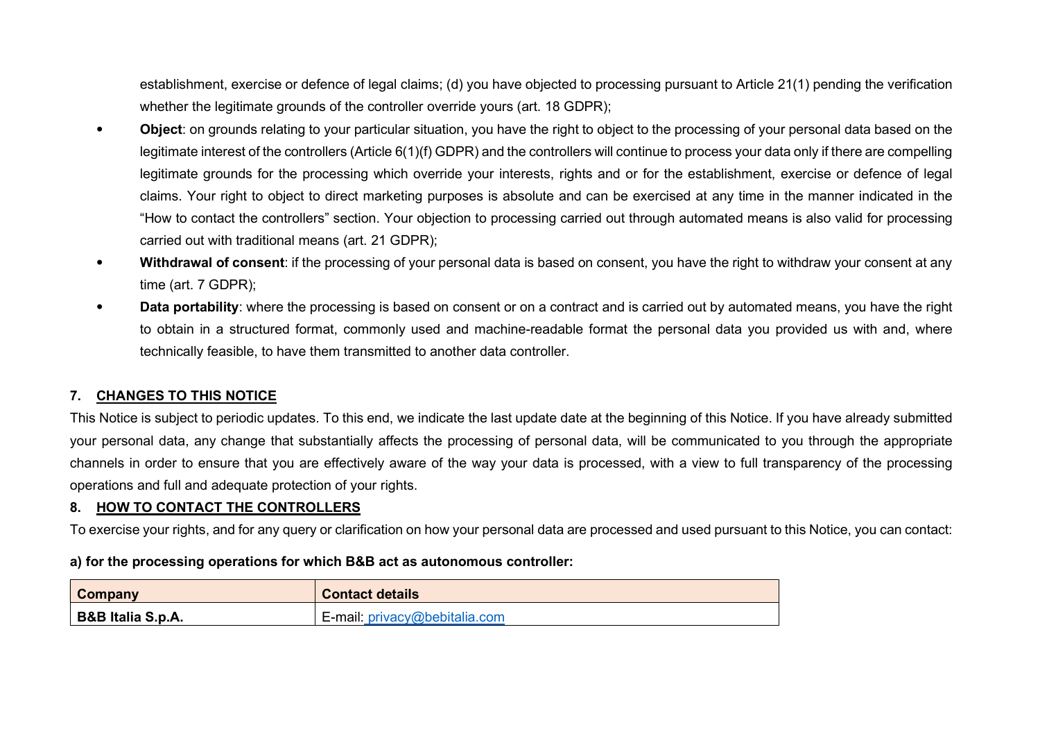establishment, exercise or defence of legal claims; (d) you have objected to processing pursuant to Article 21(1) pending the verification whether the legitimate grounds of the controller override yours (art. 18 GDPR);

- **Object**: on grounds relating to your particular situation, you have the right to object to the processing of your personal data based on the legitimate interest of the controllers (Article 6(1)(f) GDPR) and the controllers will continue to process your data only if there are compelling legitimate grounds for the processing which override your interests, rights and or for the establishment, exercise or defence of legal claims. Your right to object to direct marketing purposes is absolute and can be exercised at any time in the manner indicated in the "How to contact the controllers" section. Your objection to processing carried out through automated means is also valid for processing carried out with traditional means (art. 21 GDPR);
- **Withdrawal of consent**: if the processing of your personal data is based on consent, you have the right to withdraw your consent at any time (art. 7 GDPR);
- **Data portability**: where the processing is based on consent or on a contract and is carried out by automated means, you have the right to obtain in a structured format, commonly used and machine-readable format the personal data you provided us with and, where technically feasible, to have them transmitted to another data controller.

## 7. CHANGES TO THIS NOTICE

This Notice is subject to periodic updates. To this end, we indicate the last update date at the beginning of this Notice. If you have already submitted your personal data, any change that substantially affects the processing of personal data, will be communicated to you through the appropriate channels in order to ensure that you are effectively aware of the way your data is processed, with a view to full transparency of the processing operations and full and adequate protection of your rights.

## 8. HOW TO CONTACT THE CONTROLLERS

To exercise your rights, and for any query or clarification on how your personal data are processed and used pursuant to this Notice, you can contact:

**a) for the processing operations for which B&B act as autonomous controller:**

| Company | Contact details |
|---|---|
| **B&B Italia S.p.A.** | E-mail: privacy@bebitalia.com |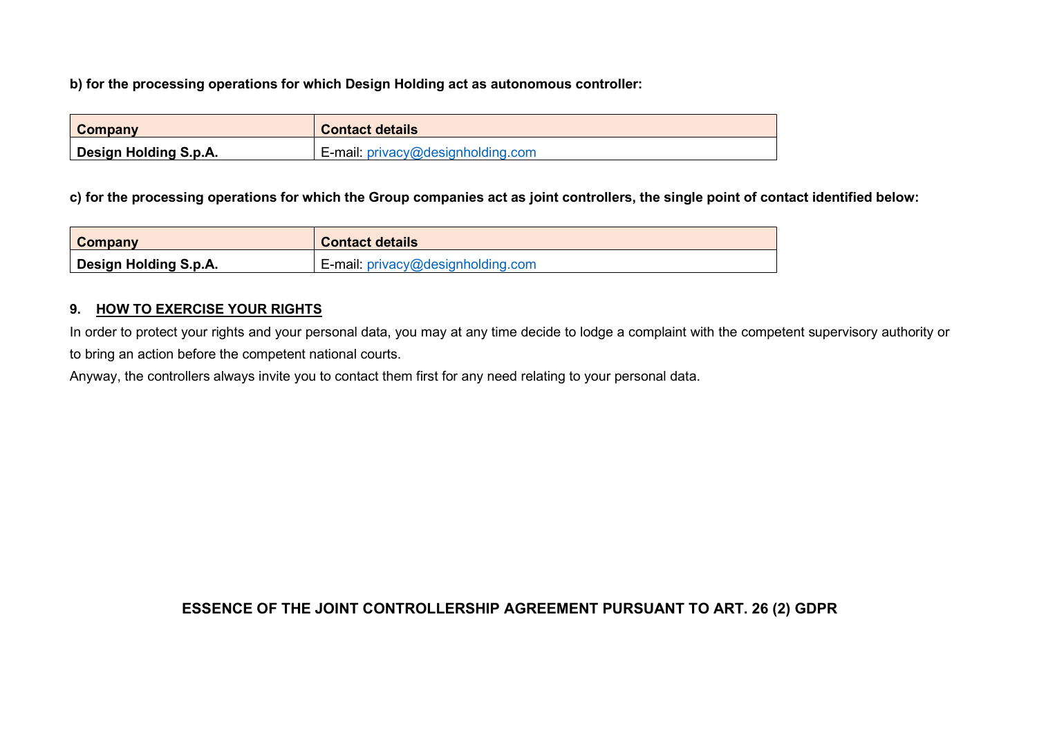**b) for the processing operations for which Design Holding act as autonomous controller:**

| Company | Contact details |
| --- | --- |
| **Design Holding S.p.A.** | E-mail: privacy@designholding.com |

**c) for the processing operations for which the Group companies act as joint controllers, the single point of contact identified below:**

| Company | Contact details |
| --- | --- |
| **Design Holding S.p.A.** | E-mail: privacy@designholding.com |

## 9. HOW TO EXERCISE YOUR RIGHTS

In order to protect your rights and your personal data, you may at any time decide to lodge a complaint with the competent supervisory authority or to bring an action before the competent national courts.

Anyway, the controllers always invite you to contact them first for any need relating to your personal data.

# ESSENCE OF THE JOINT CONTROLLERSHIP AGREEMENT PURSUANT TO ART. 26 (2) GDPR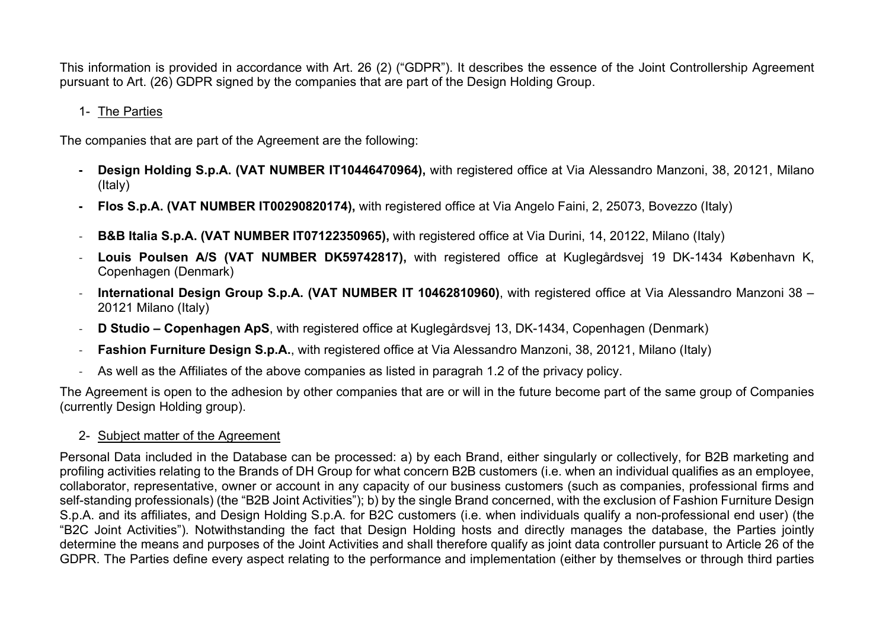This information is provided in accordance with Art. 26 (2) ("GDPR"). It describes the essence of the Joint Controllership Agreement pursuant to Art. (26) GDPR signed by the companies that are part of the Design Holding Group.

1- The Parties

The companies that are part of the Agreement are the following:

- **Design Holding S.p.A. (VAT NUMBER IT10446470964),** with registered office at Via Alessandro Manzoni, 38, 20121, Milano (Italy)
- **Flos S.p.A. (VAT NUMBER IT00290820174),** with registered office at Via Angelo Faini, 2, 25073, Bovezzo (Italy)
- **B&B Italia S.p.A. (VAT NUMBER IT07122350965),** with registered office at Via Durini, 14, 20122, Milano (Italy)
- **Louis Poulsen A/S (VAT NUMBER DK59742817),** with registered office at Kuglegårdsvej 19 DK-1434 København K, Copenhagen (Denmark)
- **International Design Group S.p.A. (VAT NUMBER IT 10462810960)**, with registered office at Via Alessandro Manzoni 38 – 20121 Milano (Italy)
- **D Studio – Copenhagen ApS**, with registered office at Kuglegårdsvej 13, DK-1434, Copenhagen (Denmark)
- **Fashion Furniture Design S.p.A.**, with registered office at Via Alessandro Manzoni, 38, 20121, Milano (Italy)
- As well as the Affiliates of the above companies as listed in paragrah 1.2 of the privacy policy.

The Agreement is open to the adhesion by other companies that are or will in the future become part of the same group of Companies (currently Design Holding group).

2- Subject matter of the Agreement

Personal Data included in the Database can be processed: a) by each Brand, either singularly or collectively, for B2B marketing and profiling activities relating to the Brands of DH Group for what concern B2B customers (i.e. when an individual qualifies as an employee, collaborator, representative, owner or account in any capacity of our business customers (such as companies, professional firms and self-standing professionals) (the "B2B Joint Activities"); b) by the single Brand concerned, with the exclusion of Fashion Furniture Design S.p.A. and its affiliates, and Design Holding S.p.A. for B2C customers (i.e. when individuals qualify a non-professional end user) (the "B2C Joint Activities"). Notwithstanding the fact that Design Holding hosts and directly manages the database, the Parties jointly determine the means and purposes of the Joint Activities and shall therefore qualify as joint data controller pursuant to Article 26 of the GDPR. The Parties define every aspect relating to the performance and implementation (either by themselves or through third parties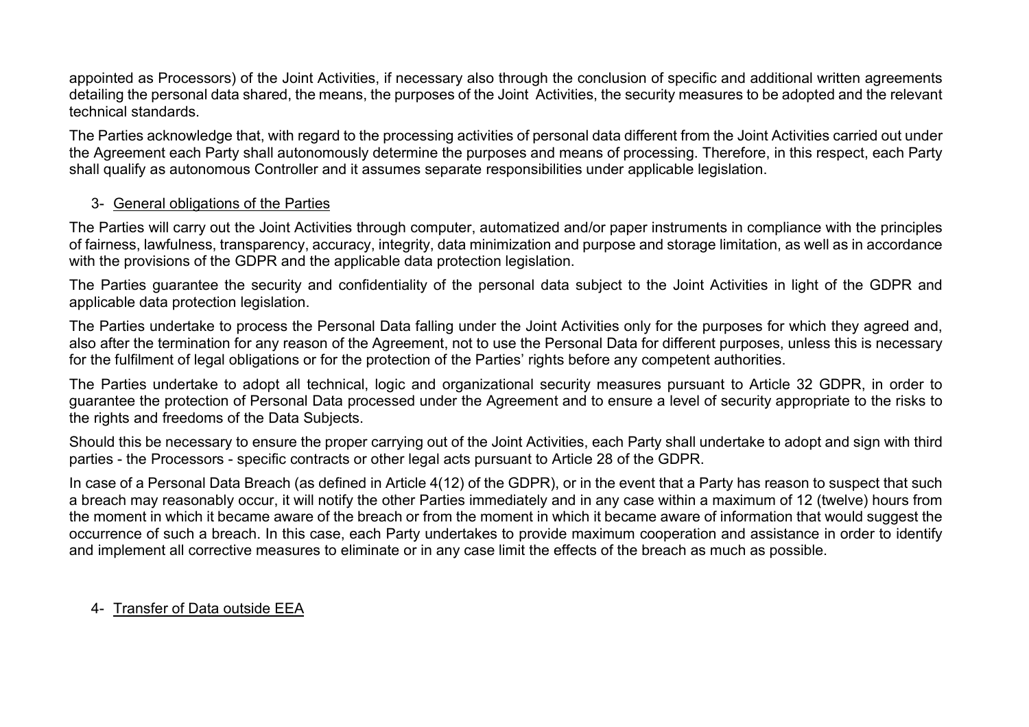appointed as Processors) of the Joint Activities, if necessary also through the conclusion of specific and additional written agreements detailing the personal data shared, the means, the purposes of the Joint Activities, the security measures to be adopted and the relevant technical standards.

The Parties acknowledge that, with regard to the processing activities of personal data different from the Joint Activities carried out under the Agreement each Party shall autonomously determine the purposes and means of processing. Therefore, in this respect, each Party shall qualify as autonomous Controller and it assumes separate responsibilities under applicable legislation.

## 3- General obligations of the Parties

The Parties will carry out the Joint Activities through computer, automatized and/or paper instruments in compliance with the principles of fairness, lawfulness, transparency, accuracy, integrity, data minimization and purpose and storage limitation, as well as in accordance with the provisions of the GDPR and the applicable data protection legislation.

The Parties guarantee the security and confidentiality of the personal data subject to the Joint Activities in light of the GDPR and applicable data protection legislation.

The Parties undertake to process the Personal Data falling under the Joint Activities only for the purposes for which they agreed and, also after the termination for any reason of the Agreement, not to use the Personal Data for different purposes, unless this is necessary for the fulfilment of legal obligations or for the protection of the Parties' rights before any competent authorities.

The Parties undertake to adopt all technical, logic and organizational security measures pursuant to Article 32 GDPR, in order to guarantee the protection of Personal Data processed under the Agreement and to ensure a level of security appropriate to the risks to the rights and freedoms of the Data Subjects.

Should this be necessary to ensure the proper carrying out of the Joint Activities, each Party shall undertake to adopt and sign with third parties - the Processors - specific contracts or other legal acts pursuant to Article 28 of the GDPR.

In case of a Personal Data Breach (as defined in Article 4(12) of the GDPR), or in the event that a Party has reason to suspect that such a breach may reasonably occur, it will notify the other Parties immediately and in any case within a maximum of 12 (twelve) hours from the moment in which it became aware of the breach or from the moment in which it became aware of information that would suggest the occurrence of such a breach. In this case, each Party undertakes to provide maximum cooperation and assistance in order to identify and implement all corrective measures to eliminate or in any case limit the effects of the breach as much as possible.

## 4- Transfer of Data outside EEA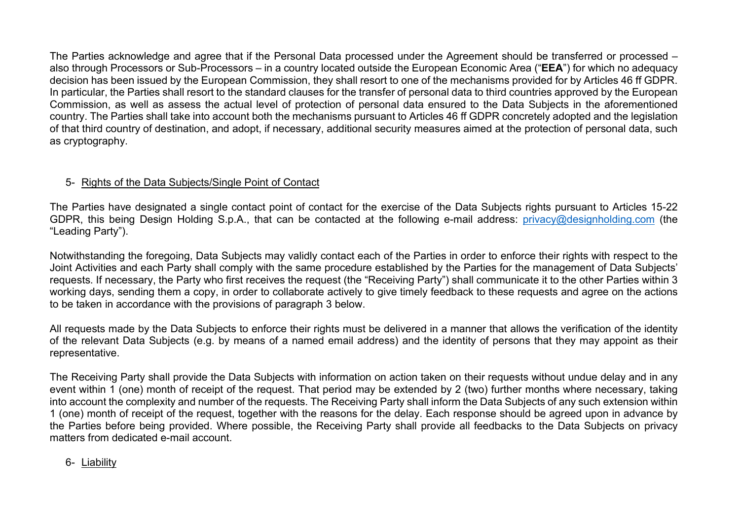The Parties acknowledge and agree that if the Personal Data processed under the Agreement should be transferred or processed – also through Processors or Sub-Processors – in a country located outside the European Economic Area ("**EEA**") for which no adequacy decision has been issued by the European Commission, they shall resort to one of the mechanisms provided for by Articles 46 ff GDPR. In particular, the Parties shall resort to the standard clauses for the transfer of personal data to third countries approved by the European Commission, as well as assess the actual level of protection of personal data ensured to the Data Subjects in the aforementioned country. The Parties shall take into account both the mechanisms pursuant to Articles 46 ff GDPR concretely adopted and the legislation of that third country of destination, and adopt, if necessary, additional security measures aimed at the protection of personal data, such as cryptography.

5- Rights of the Data Subjects/Single Point of Contact

The Parties have designated a single contact point of contact for the exercise of the Data Subjects rights pursuant to Articles 15-22 GDPR, this being Design Holding S.p.A., that can be contacted at the following e-mail address: privacy@designholding.com (the "Leading Party").

Notwithstanding the foregoing, Data Subjects may validly contact each of the Parties in order to enforce their rights with respect to the Joint Activities and each Party shall comply with the same procedure established by the Parties for the management of Data Subjects' requests. If necessary, the Party who first receives the request (the "Receiving Party") shall communicate it to the other Parties within 3 working days, sending them a copy, in order to collaborate actively to give timely feedback to these requests and agree on the actions to be taken in accordance with the provisions of paragraph 3 below.

All requests made by the Data Subjects to enforce their rights must be delivered in a manner that allows the verification of the identity of the relevant Data Subjects (e.g. by means of a named email address) and the identity of persons that they may appoint as their representative.

The Receiving Party shall provide the Data Subjects with information on action taken on their requests without undue delay and in any event within 1 (one) month of receipt of the request. That period may be extended by 2 (two) further months where necessary, taking into account the complexity and number of the requests. The Receiving Party shall inform the Data Subjects of any such extension within 1 (one) month of receipt of the request, together with the reasons for the delay. Each response should be agreed upon in advance by the Parties before being provided. Where possible, the Receiving Party shall provide all feedbacks to the Data Subjects on privacy matters from dedicated e-mail account.

6- Liability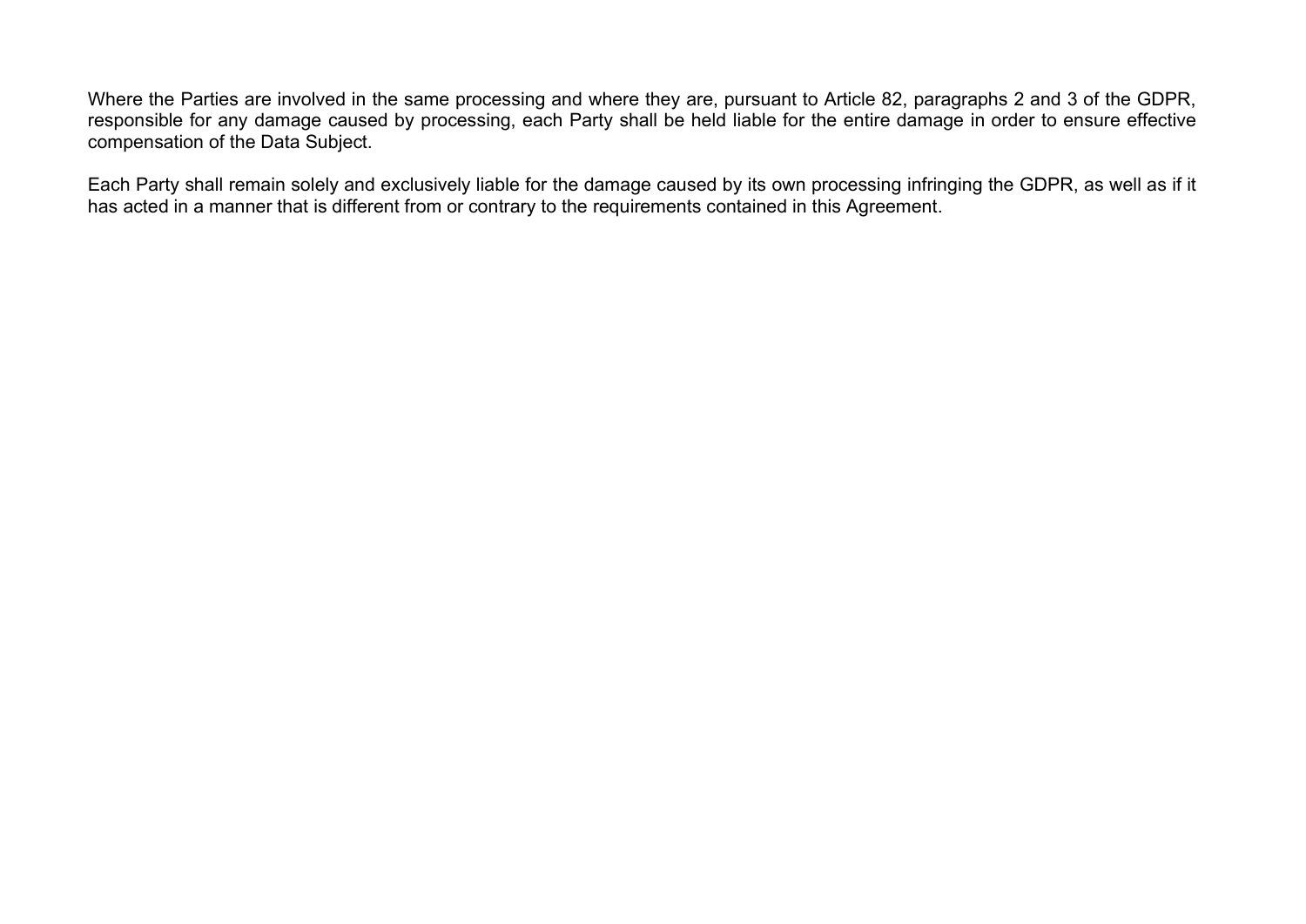Where the Parties are involved in the same processing and where they are, pursuant to Article 82, paragraphs 2 and 3 of the GDPR, responsible for any damage caused by processing, each Party shall be held liable for the entire damage in order to ensure effective compensation of the Data Subject.

Each Party shall remain solely and exclusively liable for the damage caused by its own processing infringing the GDPR, as well as if it has acted in a manner that is different from or contrary to the requirements contained in this Agreement.